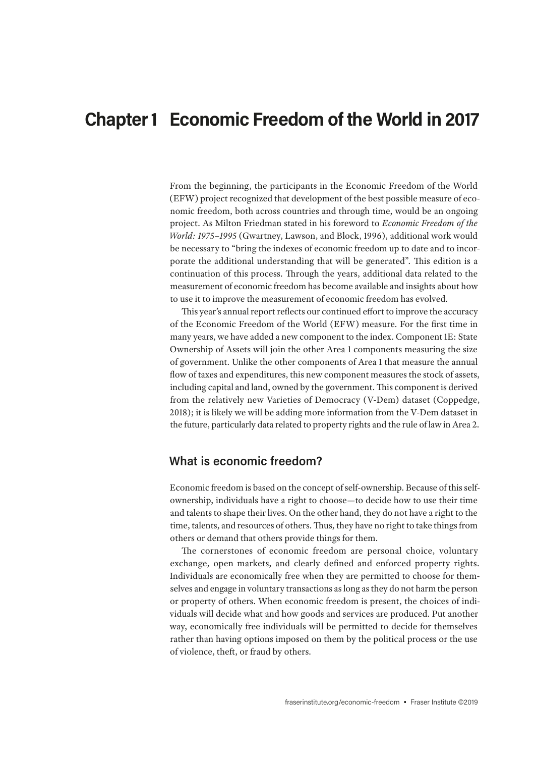# Chapter 1 Economic Freedom of the World in 2017

From the beginning, the participants in the Economic Freedom of the World (EFW) project recognized that development of the best possible measure of economic freedom, both across countries and through time, would be an ongoing project. As Milton Friedman stated in his foreword to *Economic Freedom of the World: 1975–1995* (Gwartney, Lawson, and Block, 1996), additional work would be necessary to "bring the indexes of economic freedom up to date and to incorporate the additional understanding that will be generated". This edition is a continuation of this process. Through the years, additional data related to the measurement of economic freedom has become available and insights about how to use it to improve the measurement of economic freedom has evolved.

This year's annual report reflects our continued effort to improve the accuracy of the Economic Freedom of the World (EFW) measure. For the first time in many years, we have added a new component to the index. Component 1E: State Ownership of Assets will join the other Area 1 components measuring the size of government. Unlike the other components of Area 1 that measure the annual flow of taxes and expenditures, this new component measures the stock of assets, including capital and land, owned by the government. This component is derived from the relatively new Varieties of Democracy (V-Dem) dataset (Coppedge, 2018); it is likely we will be adding more information from the V-Dem dataset in the future, particularly data related to property rights and the rule of law in Area 2.

## What is economic freedom?

Economic freedom is based on the concept of self-ownership. Because of this self-ownership, individuals have a right to choose—to decide how to use their time and talents to shape their lives. On the other hand, they do not have a right to the time, talents, and resources of others. Thus, they have no right to take things from others or demand that others provide things for them.

The cornerstones of economic freedom are personal choice, voluntary exchange, open markets, and clearly defined and enforced property rights. Individuals are economically free when they are permitted to choose for themselves and engage in voluntary transactions as long as they do not harm the person or property of others. When economic freedom is present, the choices of individuals will decide what and how goods and services are produced. Put another way, economically free individuals will be permitted to decide for themselves rather than having options imposed on them by the political process or the use of violence, theft, or fraud by others.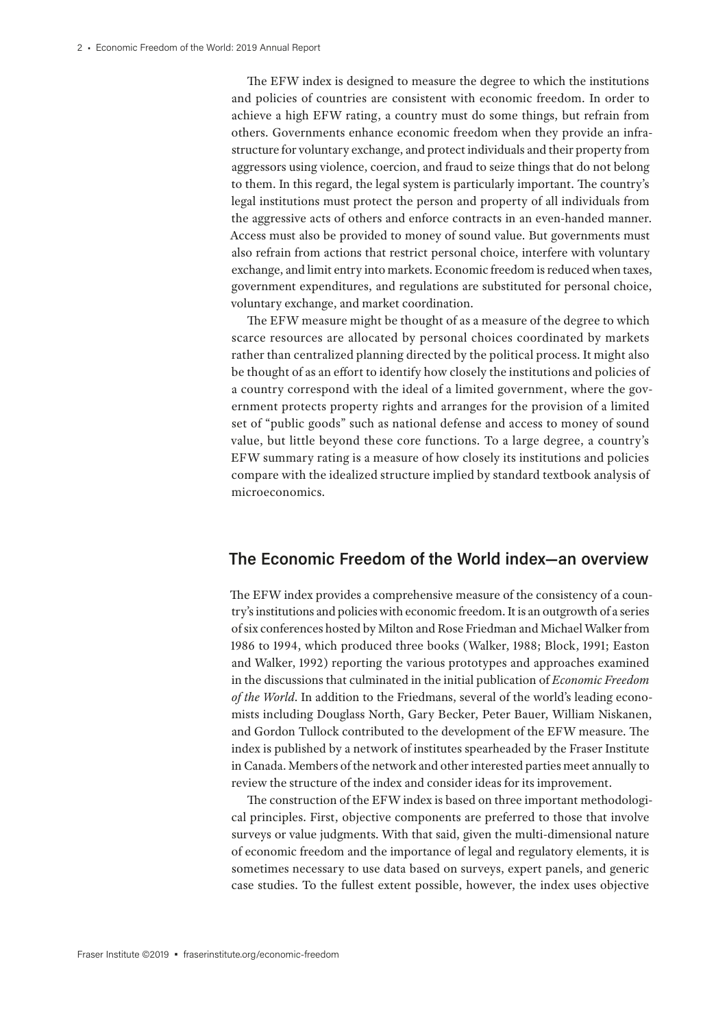The EFW index is designed to measure the degree to which the institutions and policies of countries are consistent with economic freedom. In order to achieve a high EFW rating, a country must do some things, but refrain from others. Governments enhance economic freedom when they provide an infrastructure for voluntary exchange, and protect individuals and their property from aggressors using violence, coercion, and fraud to seize things that do not belong to them. In this regard, the legal system is particularly important. The country's legal institutions must protect the person and property of all individuals from the aggressive acts of others and enforce contracts in an even-handed manner. Access must also be provided to money of sound value. But governments must also refrain from actions that restrict personal choice, interfere with voluntary exchange, and limit entry into markets. Economic freedom is reduced when taxes, government expenditures, and regulations are substituted for personal choice, voluntary exchange, and market coordination.

The EFW measure might be thought of as a measure of the degree to which scarce resources are allocated by personal choices coordinated by markets rather than centralized planning directed by the political process. It might also be thought of as an effort to identify how closely the institutions and policies of a country correspond with the ideal of a limited government, where the government protects property rights and arranges for the provision of a limited set of "public goods" such as national defense and access to money of sound value, but little beyond these core functions. To a large degree, a country's EFW summary rating is a measure of how closely its institutions and policies compare with the idealized structure implied by standard textbook analysis of microeconomics.

## The Economic Freedom of the World index—an overview

The EFW index provides a comprehensive measure of the consistency of a country's institutions and policies with economic freedom. It is an outgrowth of a series of six conferences hosted by Milton and Rose Friedman and Michael Walker from 1986 to 1994, which produced three books (Walker, 1988; Block, 1991; Easton and Walker, 1992) reporting the various prototypes and approaches examined in the discussions that culminated in the initial publication of *Economic Freedom of the World*. In addition to the Friedmans, several of the world's leading economists including Douglass North, Gary Becker, Peter Bauer, William Niskanen, and Gordon Tullock contributed to the development of the EFW measure. The index is published by a network of institutes spearheaded by the Fraser Institute in Canada. Members of the network and other interested parties meet annually to review the structure of the index and consider ideas for its improvement.

The construction of the EFW index is based on three important methodological principles. First, objective components are preferred to those that involve surveys or value judgments. With that said, given the multi-dimensional nature of economic freedom and the importance of legal and regulatory elements, it is sometimes necessary to use data based on surveys, expert panels, and generic case studies. To the fullest extent possible, however, the index uses objective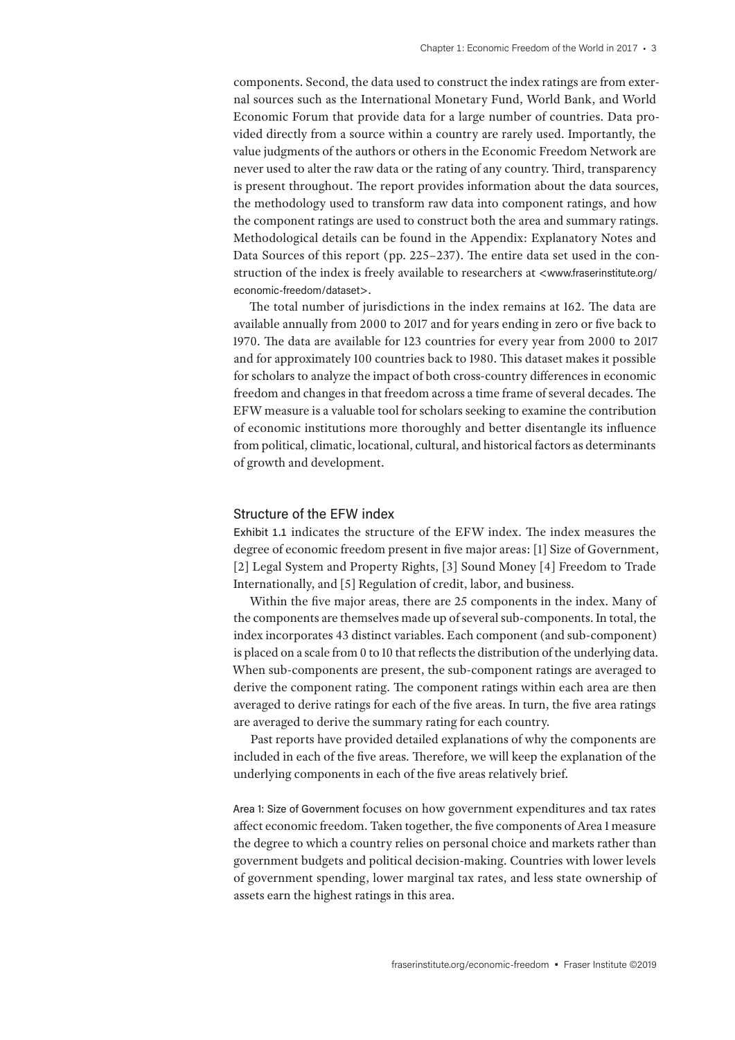components. Second, the data used to construct the index ratings are from external sources such as the International Monetary Fund, World Bank, and World Economic Forum that provide data for a large number of countries. Data provided directly from a source within a country are rarely used. Importantly, the value judgments of the authors or others in the Economic Freedom Network are never used to alter the raw data or the rating of any country. Third, transparency is present throughout. The report provides information about the data sources, the methodology used to transform raw data into component ratings, and how the component ratings are used to construct both the area and summary ratings. Methodological details can be found in the Appendix: Explanatory Notes and Data Sources of this report (pp. 225–237). The entire data set used in the construction of the index is freely available to researchers at <www.fraserinstitute.org/economic-freedom/dataset>.

The total number of jurisdictions in the index remains at 162. The data are available annually from 2000 to 2017 and for years ending in zero or five back to 1970. The data are available for 123 countries for every year from 2000 to 2017 and for approximately 100 countries back to 1980. This dataset makes it possible for scholars to analyze the impact of both cross-country differences in economic freedom and changes in that freedom across a time frame of several decades. The EFW measure is a valuable tool for scholars seeking to examine the contribution of economic institutions more thoroughly and better disentangle its influence from political, climatic, locational, cultural, and historical factors as determinants of growth and development.

## Structure of the EFW index

Exhibit 1.1 indicates the structure of the EFW index. The index measures the degree of economic freedom present in five major areas: [1] Size of Government, [2] Legal System and Property Rights, [3] Sound Money [4] Freedom to Trade Internationally, and [5] Regulation of credit, labor, and business.

Within the five major areas, there are 25 components in the index. Many of the components are themselves made up of several sub-components. In total, the index incorporates 43 distinct variables. Each component (and sub-component) is placed on a scale from 0 to 10 that reflects the distribution of the underlying data. When sub-components are present, the sub-component ratings are averaged to derive the component rating. The component ratings within each area are then averaged to derive ratings for each of the five areas. In turn, the five area ratings are averaged to derive the summary rating for each country.

Past reports have provided detailed explanations of why the components are included in each of the five areas. Therefore, we will keep the explanation of the underlying components in each of the five areas relatively brief.

Area 1: Size of Government focuses on how government expenditures and tax rates affect economic freedom. Taken together, the five components of Area 1 measure the degree to which a country relies on personal choice and markets rather than government budgets and political decision-making. Countries with lower levels of government spending, lower marginal tax rates, and less state ownership of assets earn the highest ratings in this area.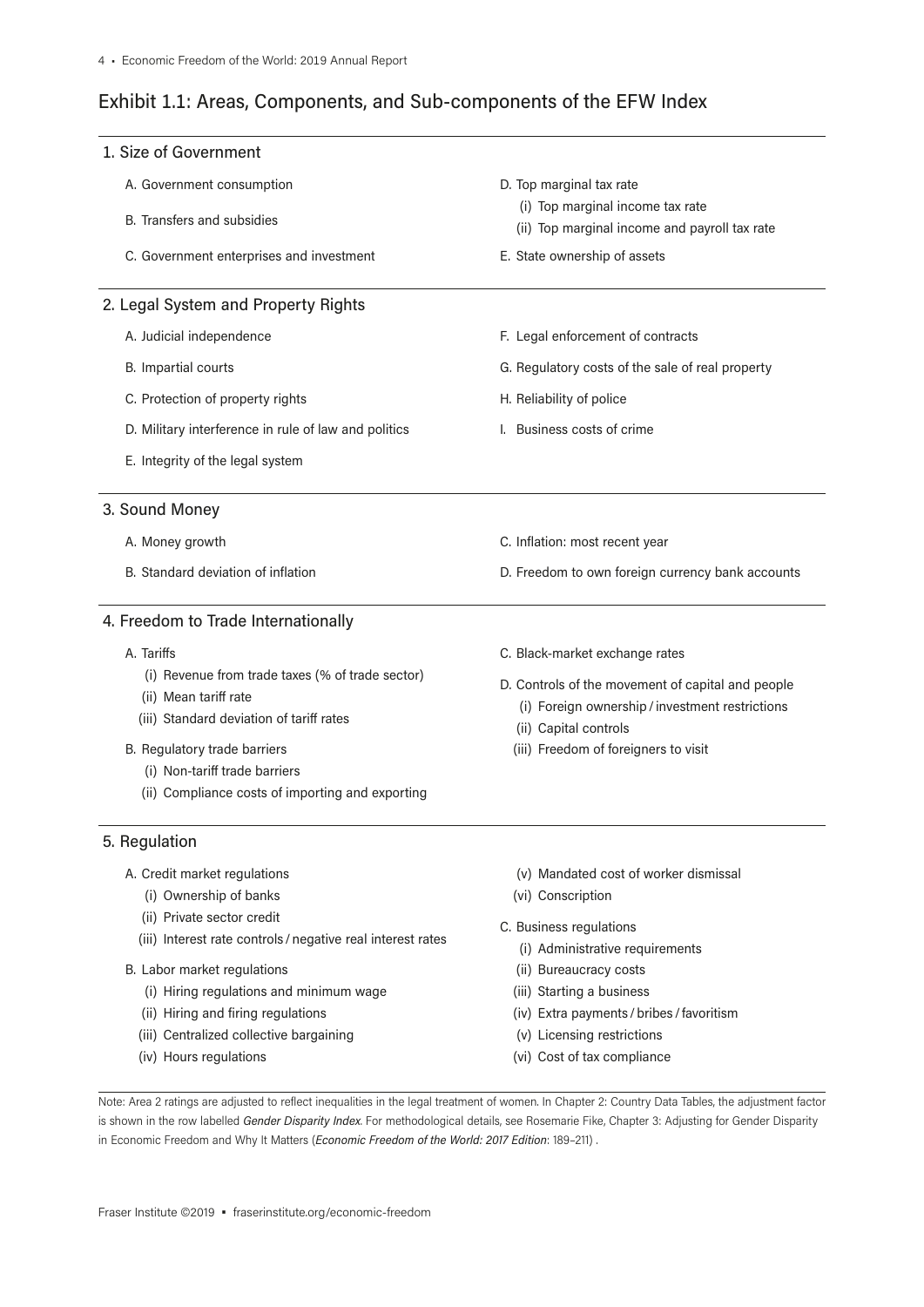## Exhibit 1.1: Areas, Components, and Sub-components of the EFW Index

### 1. Size of Government

- A. Government consumption
- B. Transfers and subsidies
- C. Government enterprises and investment
- D. Top marginal tax rate
  - (i) Top marginal income tax rate
  - (ii) Top marginal income and payroll tax rate
- E. State ownership of assets

### 2. Legal System and Property Rights

- A. Judicial independence
- B. Impartial courts
- C. Protection of property rights
- D. Military interference in rule of law and politics
- E. Integrity of the legal system
- F. Legal enforcement of contracts
- G. Regulatory costs of the sale of real property
- H. Reliability of police
- I. Business costs of crime

### 3. Sound Money

- A. Money growth
- B. Standard deviation of inflation
- C. Inflation: most recent year
- D. Freedom to own foreign currency bank accounts

### 4. Freedom to Trade Internationally

- A. Tariffs
  - (i) Revenue from trade taxes (% of trade sector)
  - (ii) Mean tariff rate
  - (iii) Standard deviation of tariff rates
- B. Regulatory trade barriers
  - (i) Non-tariff trade barriers
  - (ii) Compliance costs of importing and exporting
- C. Black-market exchange rates
- D. Controls of the movement of capital and people
  - (i) Foreign ownership / investment restrictions
  - (ii) Capital controls
  - (iii) Freedom of foreigners to visit

### 5. Regulation

- A. Credit market regulations
  - (i) Ownership of banks
  - (ii) Private sector credit
  - (iii) Interest rate controls / negative real interest rates
- B. Labor market regulations
  - (i) Hiring regulations and minimum wage
  - (ii) Hiring and firing regulations
  - (iii) Centralized collective bargaining
  - (iv) Hours regulations
  - (v) Mandated cost of worker dismissal
  - (vi) Conscription
- C. Business regulations
  - (i) Administrative requirements
  - (ii) Bureaucracy costs
  - (iii) Starting a business
  - (iv) Extra payments / bribes / favoritism
  - (v) Licensing restrictions
  - (vi) Cost of tax compliance

Note: Area 2 ratings are adjusted to reflect inequalities in the legal treatment of women. In Chapter 2: Country Data Tables, the adjustment factor is shown in the row labelled *Gender Disparity Index*. For methodological details, see Rosemarie Fike, Chapter 3: Adjusting for Gender Disparity in Economic Freedom and Why It Matters (*Economic Freedom of the World: 2017 Edition*: 189–211) .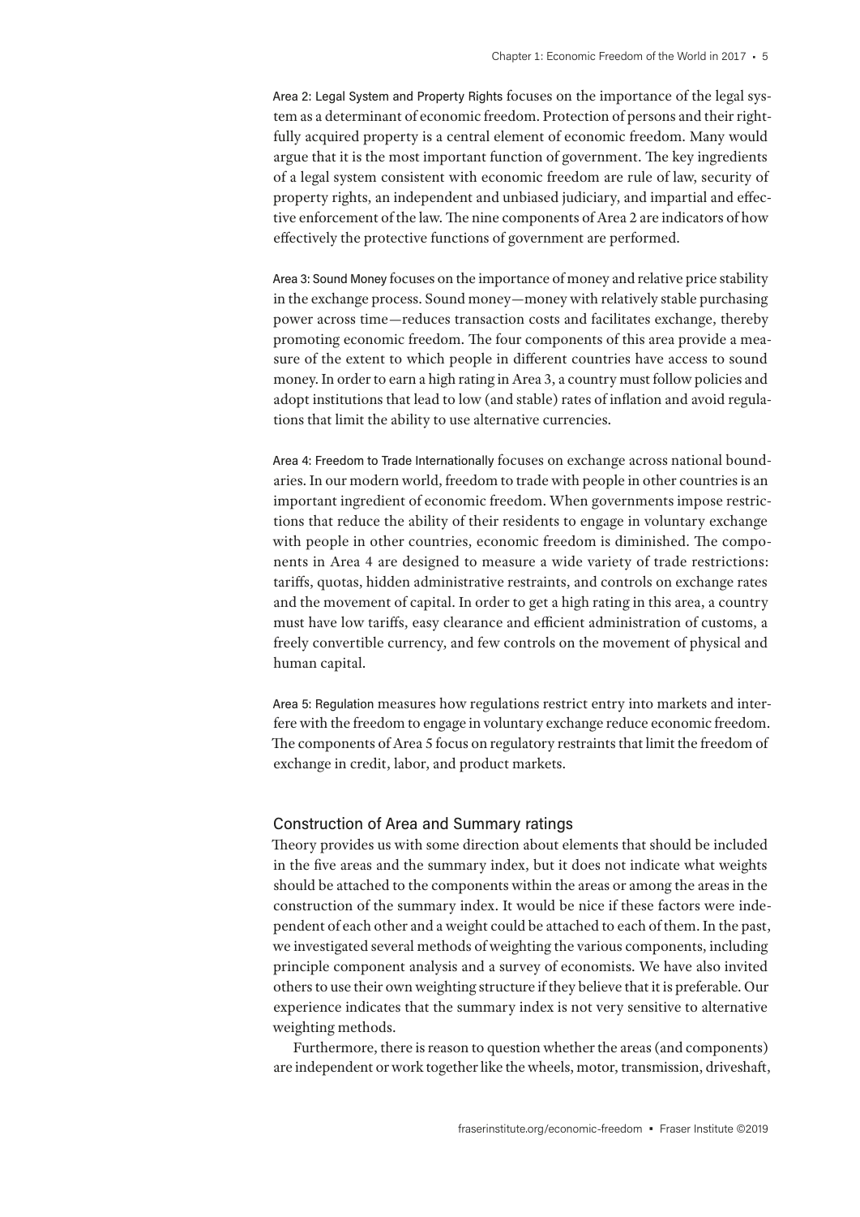Area 2: Legal System and Property Rights focuses on the importance of the legal system as a determinant of economic freedom. Protection of persons and their rightfully acquired property is a central element of economic freedom. Many would argue that it is the most important function of government. The key ingredients of a legal system consistent with economic freedom are rule of law, security of property rights, an independent and unbiased judiciary, and impartial and effective enforcement of the law. The nine components of Area 2 are indicators of how effectively the protective functions of government are performed.

Area 3: Sound Money focuses on the importance of money and relative price stability in the exchange process. Sound money—money with relatively stable purchasing power across time—reduces transaction costs and facilitates exchange, thereby promoting economic freedom. The four components of this area provide a measure of the extent to which people in different countries have access to sound money. In order to earn a high rating in Area 3, a country must follow policies and adopt institutions that lead to low (and stable) rates of inflation and avoid regulations that limit the ability to use alternative currencies.

Area 4: Freedom to Trade Internationally focuses on exchange across national boundaries. In our modern world, freedom to trade with people in other countries is an important ingredient of economic freedom. When governments impose restrictions that reduce the ability of their residents to engage in voluntary exchange with people in other countries, economic freedom is diminished. The components in Area 4 are designed to measure a wide variety of trade restrictions: tariffs, quotas, hidden administrative restraints, and controls on exchange rates and the movement of capital. In order to get a high rating in this area, a country must have low tariffs, easy clearance and efficient administration of customs, a freely convertible currency, and few controls on the movement of physical and human capital.

Area 5: Regulation measures how regulations restrict entry into markets and interfere with the freedom to engage in voluntary exchange reduce economic freedom. The components of Area 5 focus on regulatory restraints that limit the freedom of exchange in credit, labor, and product markets.

## Construction of Area and Summary ratings

Theory provides us with some direction about elements that should be included in the five areas and the summary index, but it does not indicate what weights should be attached to the components within the areas or among the areas in the construction of the summary index. It would be nice if these factors were independent of each other and a weight could be attached to each of them. In the past, we investigated several methods of weighting the various components, including principle component analysis and a survey of economists. We have also invited others to use their own weighting structure if they believe that it is preferable. Our experience indicates that the summary index is not very sensitive to alternative weighting methods.

Furthermore, there is reason to question whether the areas (and components) are independent or work together like the wheels, motor, transmission, driveshaft,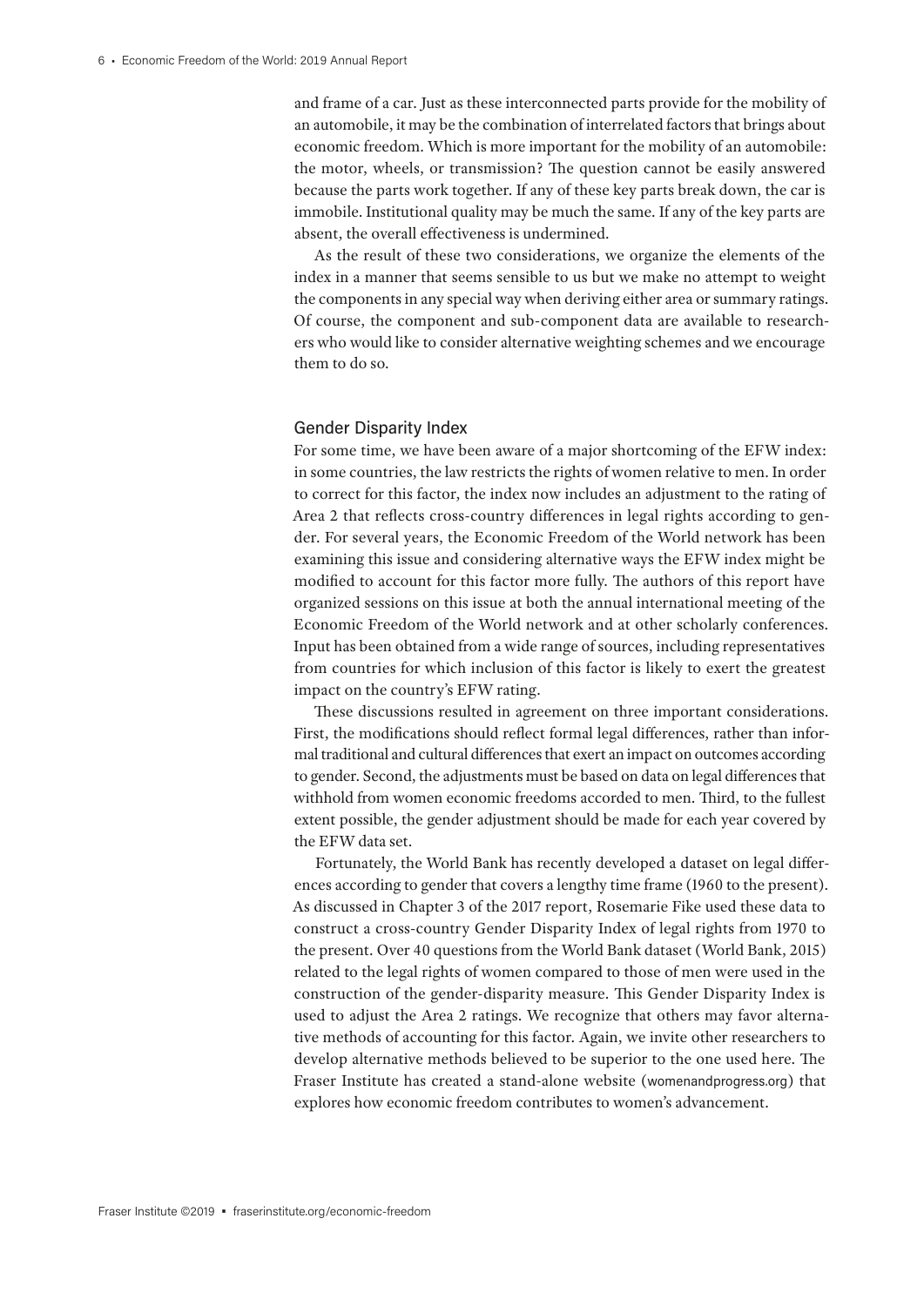and frame of a car. Just as these interconnected parts provide for the mobility of an automobile, it may be the combination of interrelated factors that brings about economic freedom. Which is more important for the mobility of an automobile: the motor, wheels, or transmission? The question cannot be easily answered because the parts work together. If any of these key parts break down, the car is immobile. Institutional quality may be much the same. If any of the key parts are absent, the overall effectiveness is undermined.

As the result of these two considerations, we organize the elements of the index in a manner that seems sensible to us but we make no attempt to weight the components in any special way when deriving either area or summary ratings. Of course, the component and sub-component data are available to researchers who would like to consider alternative weighting schemes and we encourage them to do so.

## Gender Disparity Index

For some time, we have been aware of a major shortcoming of the EFW index: in some countries, the law restricts the rights of women relative to men. In order to correct for this factor, the index now includes an adjustment to the rating of Area 2 that reflects cross-country differences in legal rights according to gender. For several years, the Economic Freedom of the World network has been examining this issue and considering alternative ways the EFW index might be modified to account for this factor more fully. The authors of this report have organized sessions on this issue at both the annual international meeting of the Economic Freedom of the World network and at other scholarly conferences. Input has been obtained from a wide range of sources, including representatives from countries for which inclusion of this factor is likely to exert the greatest impact on the country's EFW rating.

These discussions resulted in agreement on three important considerations. First, the modifications should reflect formal legal differences, rather than informal traditional and cultural differences that exert an impact on outcomes according to gender. Second, the adjustments must be based on data on legal differences that withhold from women economic freedoms accorded to men. Third, to the fullest extent possible, the gender adjustment should be made for each year covered by the EFW data set.

Fortunately, the World Bank has recently developed a dataset on legal differences according to gender that covers a lengthy time frame (1960 to the present). As discussed in Chapter 3 of the 2017 report, Rosemarie Fike used these data to construct a cross-country Gender Disparity Index of legal rights from 1970 to the present. Over 40 questions from the World Bank dataset (World Bank, 2015) related to the legal rights of women compared to those of men were used in the construction of the gender-disparity measure. This Gender Disparity Index is used to adjust the Area 2 ratings. We recognize that others may favor alternative methods of accounting for this factor. Again, we invite other researchers to develop alternative methods believed to be superior to the one used here. The Fraser Institute has created a stand-alone website (womenandprogress.org) that explores how economic freedom contributes to women's advancement.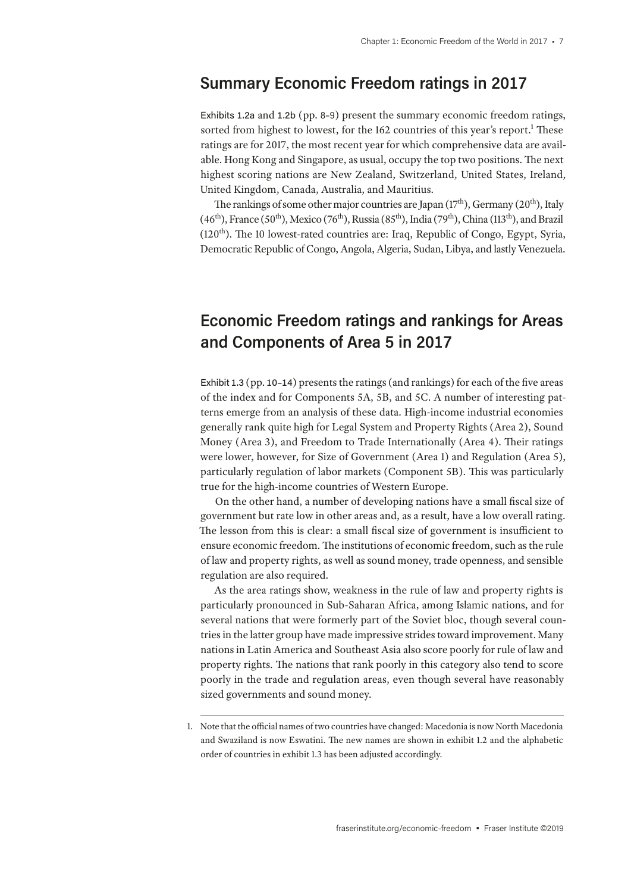## Summary Economic Freedom ratings in 2017

Exhibits 1.2a and 1.2b (pp. 8–9) present the summary economic freedom ratings, sorted from highest to lowest, for the 162 countries of this year's report.[1] These ratings are for 2017, the most recent year for which comprehensive data are available. Hong Kong and Singapore, as usual, occupy the top two positions. The next highest scoring nations are New Zealand, Switzerland, United States, Ireland, United Kingdom, Canada, Australia, and Mauritius.

The rankings of some other major countries are Japan (17th), Germany (20th), Italy (46th), France (50th), Mexico (76th), Russia (85th), India (79th), China (113th), and Brazil (120th). The 10 lowest-rated countries are: Iraq, Republic of Congo, Egypt, Syria, Democratic Republic of Congo, Angola, Algeria, Sudan, Libya, and lastly Venezuela.

## Economic Freedom ratings and rankings for Areas and Components of Area 5 in 2017

Exhibit 1.3 (pp. 10–14) presents the ratings (and rankings) for each of the five areas of the index and for Components 5A, 5B, and 5C. A number of interesting patterns emerge from an analysis of these data. High-income industrial economies generally rank quite high for Legal System and Property Rights (Area 2), Sound Money (Area 3), and Freedom to Trade Internationally (Area 4). Their ratings were lower, however, for Size of Government (Area 1) and Regulation (Area 5), particularly regulation of labor markets (Component 5B). This was particularly true for the high-income countries of Western Europe.

On the other hand, a number of developing nations have a small fiscal size of government but rate low in other areas and, as a result, have a low overall rating. The lesson from this is clear: a small fiscal size of government is insufficient to ensure economic freedom. The institutions of economic freedom, such as the rule of law and property rights, as well as sound money, trade openness, and sensible regulation are also required.

As the area ratings show, weakness in the rule of law and property rights is particularly pronounced in Sub-Saharan Africa, among Islamic nations, and for several nations that were formerly part of the Soviet bloc, though several countries in the latter group have made impressive strides toward improvement. Many nations in Latin America and Southeast Asia also score poorly for rule of law and property rights. The nations that rank poorly in this category also tend to score poorly in the trade and regulation areas, even though several have reasonably sized governments and sound money.

---

1. Note that the official names of two countries have changed: Macedonia is now North Macedonia and Swaziland is now Eswatini. The new names are shown in exhibit 1.2 and the alphabetic order of countries in exhibit 1.3 has been adjusted accordingly.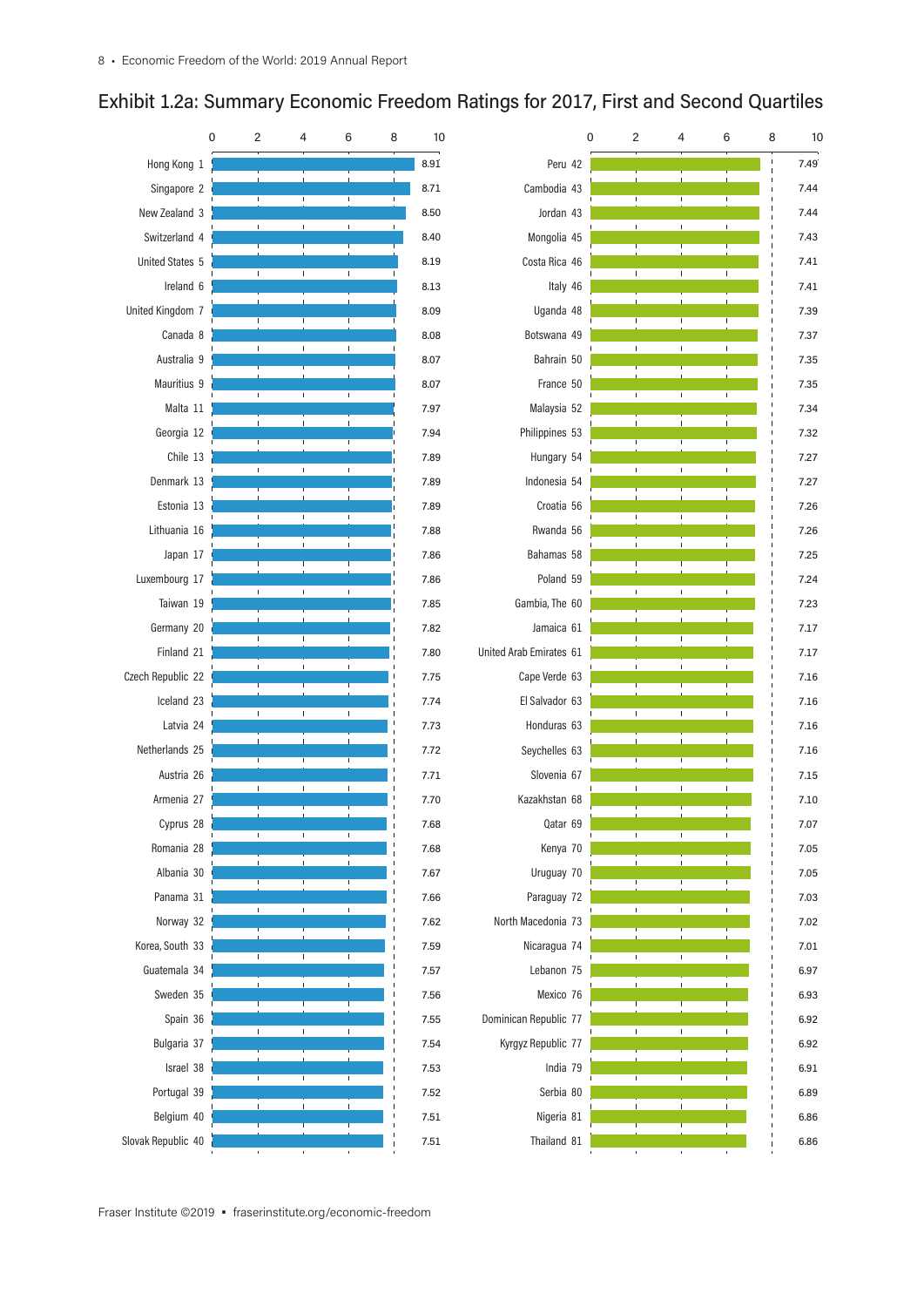# Exhibit 1.2a: Summary Economic Freedom Ratings for 2017, First and Second Quartiles

| Country | Rank | Rating |
|---|---|---|
| Hong Kong | 1 | 8.91 |
| Singapore | 2 | 8.71 |
| New Zealand | 3 | 8.50 |
| Switzerland | 4 | 8.40 |
| United States | 5 | 8.19 |
| Ireland | 6 | 8.13 |
| United Kingdom | 7 | 8.09 |
| Canada | 8 | 8.08 |
| Australia | 9 | 8.07 |
| Mauritius | 9 | 8.07 |
| Malta | 11 | 7.97 |
| Georgia | 12 | 7.94 |
| Chile | 13 | 7.89 |
| Denmark | 13 | 7.89 |
| Estonia | 13 | 7.89 |
| Lithuania | 16 | 7.88 |
| Japan | 17 | 7.86 |
| Luxembourg | 17 | 7.86 |
| Taiwan | 19 | 7.85 |
| Germany | 20 | 7.82 |
| Finland | 21 | 7.80 |
| Czech Republic | 22 | 7.75 |
| Iceland | 23 | 7.74 |
| Latvia | 24 | 7.73 |
| Netherlands | 25 | 7.72 |
| Austria | 26 | 7.71 |
| Armenia | 27 | 7.70 |
| Cyprus | 28 | 7.68 |
| Romania | 28 | 7.68 |
| Albania | 30 | 7.67 |
| Panama | 31 | 7.66 |
| Norway | 32 | 7.62 |
| Korea, South | 33 | 7.59 |
| Guatemala | 34 | 7.57 |
| Sweden | 35 | 7.56 |
| Spain | 36 | 7.55 |
| Bulgaria | 37 | 7.54 |
| Israel | 38 | 7.53 |
| Portugal | 39 | 7.52 |
| Belgium | 40 | 7.51 |
| Slovak Republic | 40 | 7.51 |
| Peru | 42 | 7.49 |
| Cambodia | 43 | 7.44 |
| Jordan | 43 | 7.44 |
| Mongolia | 45 | 7.43 |
| Costa Rica | 46 | 7.41 |
| Italy | 46 | 7.41 |
| Uganda | 48 | 7.39 |
| Botswana | 49 | 7.37 |
| Bahrain | 50 | 7.35 |
| France | 50 | 7.35 |
| Malaysia | 52 | 7.34 |
| Philippines | 53 | 7.32 |
| Hungary | 54 | 7.27 |
| Indonesia | 54 | 7.27 |
| Croatia | 56 | 7.26 |
| Rwanda | 56 | 7.26 |
| Bahamas | 58 | 7.25 |
| Poland | 59 | 7.24 |
| Gambia, The | 60 | 7.23 |
| Jamaica | 61 | 7.17 |
| United Arab Emirates | 61 | 7.17 |
| Cape Verde | 63 | 7.16 |
| El Salvador | 63 | 7.16 |
| Honduras | 63 | 7.16 |
| Seychelles | 63 | 7.16 |
| Slovenia | 67 | 7.15 |
| Kazakhstan | 68 | 7.10 |
| Qatar | 69 | 7.07 |
| Kenya | 70 | 7.05 |
| Uruguay | 70 | 7.05 |
| Paraguay | 72 | 7.03 |
| North Macedonia | 73 | 7.02 |
| Nicaragua | 74 | 7.01 |
| Lebanon | 75 | 6.97 |
| Mexico | 76 | 6.93 |
| Dominican Republic | 77 | 6.92 |
| Kyrgyz Republic | 77 | 6.92 |
| India | 79 | 6.91 |
| Serbia | 80 | 6.89 |
| Nigeria | 81 | 6.86 |
| Thailand | 81 | 6.86 |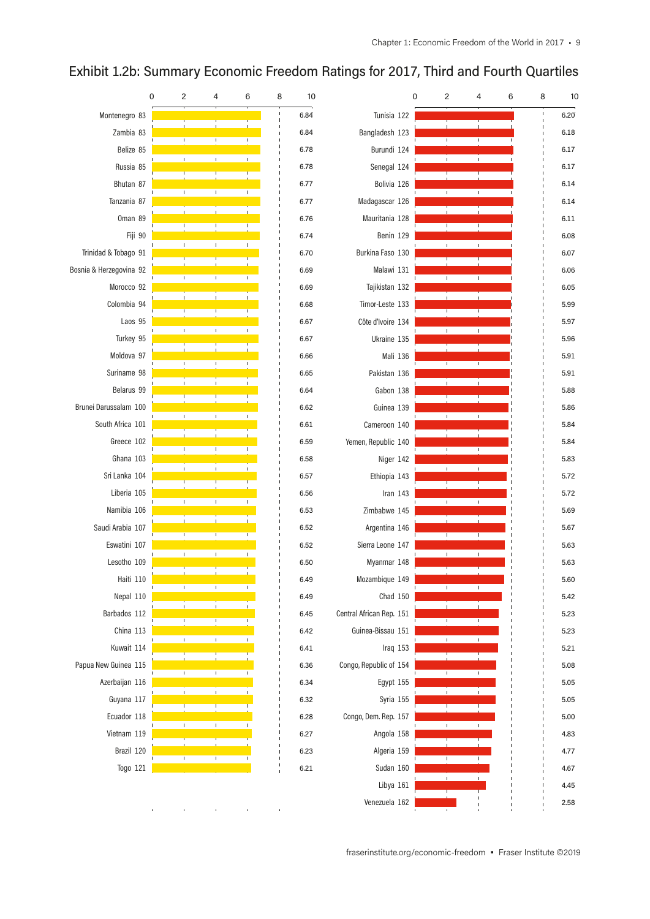# Exhibit 1.2b: Summary Economic Freedom Ratings for 2017, Third and Fourth Quartiles

| Country | Rank | Rating |
|---|---|---|
| Montenegro | 83 | 6.84 |
| Zambia | 83 | 6.84 |
| Belize | 85 | 6.78 |
| Russia | 85 | 6.78 |
| Bhutan | 87 | 6.77 |
| Tanzania | 87 | 6.77 |
| Oman | 89 | 6.76 |
| Fiji | 90 | 6.74 |
| Trinidad & Tobago | 91 | 6.70 |
| Bosnia & Herzegovina | 92 | 6.69 |
| Morocco | 92 | 6.69 |
| Colombia | 94 | 6.68 |
| Laos | 95 | 6.67 |
| Turkey | 95 | 6.67 |
| Moldova | 97 | 6.66 |
| Suriname | 98 | 6.65 |
| Belarus | 99 | 6.64 |
| Brunei Darussalam | 100 | 6.62 |
| South Africa | 101 | 6.61 |
| Greece | 102 | 6.59 |
| Ghana | 103 | 6.58 |
| Sri Lanka | 104 | 6.57 |
| Liberia | 105 | 6.56 |
| Namibia | 106 | 6.53 |
| Saudi Arabia | 107 | 6.52 |
| Eswatini | 107 | 6.52 |
| Lesotho | 109 | 6.50 |
| Haiti | 110 | 6.49 |
| Nepal | 110 | 6.49 |
| Barbados | 112 | 6.45 |
| China | 113 | 6.42 |
| Kuwait | 114 | 6.41 |
| Papua New Guinea | 115 | 6.36 |
| Azerbaijan | 116 | 6.34 |
| Guyana | 117 | 6.32 |
| Ecuador | 118 | 6.28 |
| Vietnam | 119 | 6.27 |
| Brazil | 120 | 6.23 |
| Togo | 121 | 6.21 |
| Tunisia | 122 | 6.20 |
| Bangladesh | 123 | 6.18 |
| Burundi | 124 | 6.17 |
| Senegal | 124 | 6.17 |
| Bolivia | 126 | 6.14 |
| Madagascar | 126 | 6.14 |
| Mauritania | 128 | 6.11 |
| Benin | 129 | 6.08 |
| Burkina Faso | 130 | 6.07 |
| Malawi | 131 | 6.06 |
| Tajikistan | 132 | 6.05 |
| Timor-Leste | 133 | 5.99 |
| Côte d'Ivoire | 134 | 5.97 |
| Ukraine | 135 | 5.96 |
| Mali | 136 | 5.91 |
| Pakistan | 136 | 5.91 |
| Gabon | 138 | 5.88 |
| Guinea | 139 | 5.86 |
| Cameroon | 140 | 5.84 |
| Yemen, Republic | 140 | 5.84 |
| Niger | 142 | 5.83 |
| Ethiopia | 143 | 5.72 |
| Iran | 143 | 5.72 |
| Zimbabwe | 145 | 5.69 |
| Argentina | 146 | 5.67 |
| Sierra Leone | 147 | 5.63 |
| Myanmar | 148 | 5.63 |
| Mozambique | 149 | 5.60 |
| Chad | 150 | 5.42 |
| Central African Rep. | 151 | 5.23 |
| Guinea-Bissau | 151 | 5.23 |
| Iraq | 153 | 5.21 |
| Congo, Republic of | 154 | 5.08 |
| Egypt | 155 | 5.05 |
| Syria | 155 | 5.05 |
| Congo, Dem. Rep. | 157 | 5.00 |
| Angola | 158 | 4.83 |
| Algeria | 159 | 4.77 |
| Sudan | 160 | 4.67 |
| Libya | 161 | 4.45 |
| Venezuela | 162 | 2.58 |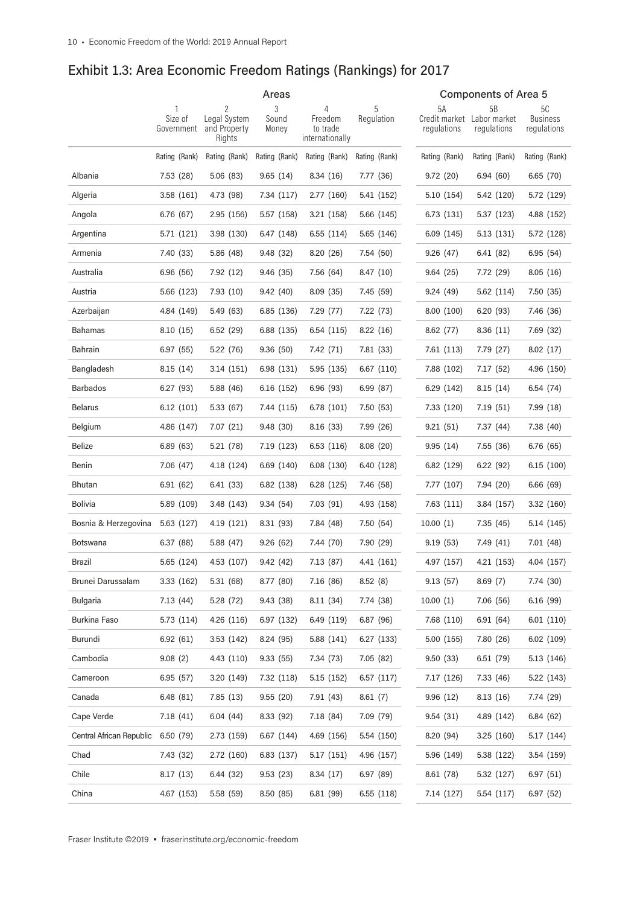## Exhibit 1.3: Area Economic Freedom Ratings (Rankings) for 2017

| | Areas | | | | | Components of Area 5 | | |
|---|---|---|---|---|---|---|---|---|
| | 1 Size of Government | 2 Legal System and Property Rights | 3 Sound Money | 4 Freedom to trade internationally | 5 Regulation | 5A Credit market regulations | 5B Labor market regulations | 5C Business regulations |
| | Rating (Rank) | Rating (Rank) | Rating (Rank) | Rating (Rank) | Rating (Rank) | Rating (Rank) | Rating (Rank) | Rating (Rank) |
| Albania | 7.53 (28) | 5.06 (83) | 9.65 (14) | 8.34 (16) | 7.77 (36) | 9.72 (20) | 6.94 (60) | 6.65 (70) |
| Algeria | 3.58 (161) | 4.73 (98) | 7.34 (117) | 2.77 (160) | 5.41 (152) | 5.10 (154) | 5.42 (120) | 5.72 (129) |
| Angola | 6.76 (67) | 2.95 (156) | 5.57 (158) | 3.21 (158) | 5.66 (145) | 6.73 (131) | 5.37 (123) | 4.88 (152) |
| Argentina | 5.71 (121) | 3.98 (130) | 6.47 (148) | 6.55 (114) | 5.65 (146) | 6.09 (145) | 5.13 (131) | 5.72 (128) |
| Armenia | 7.40 (33) | 5.86 (48) | 9.48 (32) | 8.20 (26) | 7.54 (50) | 9.26 (47) | 6.41 (82) | 6.95 (54) |
| Australia | 6.96 (56) | 7.92 (12) | 9.46 (35) | 7.56 (64) | 8.47 (10) | 9.64 (25) | 7.72 (29) | 8.05 (16) |
| Austria | 5.66 (123) | 7.93 (10) | 9.42 (40) | 8.09 (35) | 7.45 (59) | 9.24 (49) | 5.62 (114) | 7.50 (35) |
| Azerbaijan | 4.84 (149) | 5.49 (63) | 6.85 (136) | 7.29 (77) | 7.22 (73) | 8.00 (100) | 6.20 (93) | 7.46 (36) |
| Bahamas | 8.10 (15) | 6.52 (29) | 6.88 (135) | 6.54 (115) | 8.22 (16) | 8.62 (77) | 8.36 (11) | 7.69 (32) |
| Bahrain | 6.97 (55) | 5.22 (76) | 9.36 (50) | 7.42 (71) | 7.81 (33) | 7.61 (113) | 7.79 (27) | 8.02 (17) |
| Bangladesh | 8.15 (14) | 3.14 (151) | 6.98 (131) | 5.95 (135) | 6.67 (110) | 7.88 (102) | 7.17 (52) | 4.96 (150) |
| Barbados | 6.27 (93) | 5.88 (46) | 6.16 (152) | 6.96 (93) | 6.99 (87) | 6.29 (142) | 8.15 (14) | 6.54 (74) |
| Belarus | 6.12 (101) | 5.33 (67) | 7.44 (115) | 6.78 (101) | 7.50 (53) | 7.33 (120) | 7.19 (51) | 7.99 (18) |
| Belgium | 4.86 (147) | 7.07 (21) | 9.48 (30) | 8.16 (33) | 7.99 (26) | 9.21 (51) | 7.37 (44) | 7.38 (40) |
| Belize | 6.89 (63) | 5.21 (78) | 7.19 (123) | 6.53 (116) | 8.08 (20) | 9.95 (14) | 7.55 (36) | 6.76 (65) |
| Benin | 7.06 (47) | 4.18 (124) | 6.69 (140) | 6.08 (130) | 6.40 (128) | 6.82 (129) | 6.22 (92) | 6.15 (100) |
| Bhutan | 6.91 (62) | 6.41 (33) | 6.82 (138) | 6.28 (125) | 7.46 (58) | 7.77 (107) | 7.94 (20) | 6.66 (69) |
| Bolivia | 5.89 (109) | 3.48 (143) | 9.34 (54) | 7.03 (91) | 4.93 (158) | 7.63 (111) | 3.84 (157) | 3.32 (160) |
| Bosnia & Herzegovina | 5.63 (127) | 4.19 (121) | 8.31 (93) | 7.84 (48) | 7.50 (54) | 10.00 (1) | 7.35 (45) | 5.14 (145) |
| Botswana | 6.37 (88) | 5.88 (47) | 9.26 (62) | 7.44 (70) | 7.90 (29) | 9.19 (53) | 7.49 (41) | 7.01 (48) |
| Brazil | 5.65 (124) | 4.53 (107) | 9.42 (42) | 7.13 (87) | 4.41 (161) | 4.97 (157) | 4.21 (153) | 4.04 (157) |
| Brunei Darussalam | 3.33 (162) | 5.31 (68) | 8.77 (80) | 7.16 (86) | 8.52 (8) | 9.13 (57) | 8.69 (7) | 7.74 (30) |
| Bulgaria | 7.13 (44) | 5.28 (72) | 9.43 (38) | 8.11 (34) | 7.74 (38) | 10.00 (1) | 7.06 (56) | 6.16 (99) |
| Burkina Faso | 5.73 (114) | 4.26 (116) | 6.97 (132) | 6.49 (119) | 6.87 (96) | 7.68 (110) | 6.91 (64) | 6.01 (110) |
| Burundi | 6.92 (61) | 3.53 (142) | 8.24 (95) | 5.88 (141) | 6.27 (133) | 5.00 (155) | 7.80 (26) | 6.02 (109) |
| Cambodia | 9.08 (2) | 4.43 (110) | 9.33 (55) | 7.34 (73) | 7.05 (82) | 9.50 (33) | 6.51 (79) | 5.13 (146) |
| Cameroon | 6.95 (57) | 3.20 (149) | 7.32 (118) | 5.15 (152) | 6.57 (117) | 7.17 (126) | 7.33 (46) | 5.22 (143) |
| Canada | 6.48 (81) | 7.85 (13) | 9.55 (20) | 7.91 (43) | 8.61 (7) | 9.96 (12) | 8.13 (16) | 7.74 (29) |
| Cape Verde | 7.18 (41) | 6.04 (44) | 8.33 (92) | 7.18 (84) | 7.09 (79) | 9.54 (31) | 4.89 (142) | 6.84 (62) |
| Central African Republic | 6.50 (79) | 2.73 (159) | 6.67 (144) | 4.69 (156) | 5.54 (150) | 8.20 (94) | 3.25 (160) | 5.17 (144) |
| Chad | 7.43 (32) | 2.72 (160) | 6.83 (137) | 5.17 (151) | 4.96 (157) | 5.96 (149) | 5.38 (122) | 3.54 (159) |
| Chile | 8.17 (13) | 6.44 (32) | 9.53 (23) | 8.34 (17) | 6.97 (89) | 8.61 (78) | 5.32 (127) | 6.97 (51) |
| China | 4.67 (153) | 5.58 (59) | 8.50 (85) | 6.81 (99) | 6.55 (118) | 7.14 (127) | 5.54 (117) | 6.97 (52) |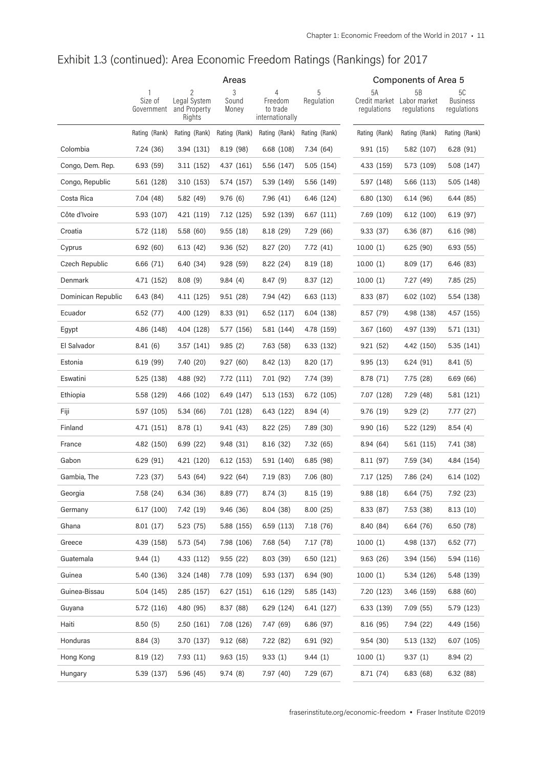# Exhibit 1.3 (continued): Area Economic Freedom Ratings (Rankings) for 2017

| | Areas | | | | | Components of Area 5 | | |
|---|---|---|---|---|---|---|---|---|
| | 1 Size of Government | 2 Legal System and Property Rights | 3 Sound Money | 4 Freedom to trade internationally | 5 Regulation | 5A Credit market regulations | 5B Labor market regulations | 5C Business regulations |
| | Rating (Rank) | Rating (Rank) | Rating (Rank) | Rating (Rank) | Rating (Rank) | Rating (Rank) | Rating (Rank) | Rating (Rank) |
| Colombia | 7.24 (36) | 3.94 (131) | 8.19 (98) | 6.68 (108) | 7.34 (64) | 9.91 (15) | 5.82 (107) | 6.28 (91) |
| Congo, Dem. Rep. | 6.93 (59) | 3.11 (152) | 4.37 (161) | 5.56 (147) | 5.05 (154) | 4.33 (159) | 5.73 (109) | 5.08 (147) |
| Congo, Republic | 5.61 (128) | 3.10 (153) | 5.74 (157) | 5.39 (149) | 5.56 (149) | 5.97 (148) | 5.66 (113) | 5.05 (148) |
| Costa Rica | 7.04 (48) | 5.82 (49) | 9.76 (6) | 7.96 (41) | 6.46 (124) | 6.80 (130) | 6.14 (96) | 6.44 (85) |
| Côte d'Ivoire | 5.93 (107) | 4.21 (119) | 7.12 (125) | 5.92 (139) | 6.67 (111) | 7.69 (109) | 6.12 (100) | 6.19 (97) |
| Croatia | 5.72 (118) | 5.58 (60) | 9.55 (18) | 8.18 (29) | 7.29 (66) | 9.33 (37) | 6.36 (87) | 6.16 (98) |
| Cyprus | 6.92 (60) | 6.13 (42) | 9.36 (52) | 8.27 (20) | 7.72 (41) | 10.00 (1) | 6.25 (90) | 6.93 (55) |
| Czech Republic | 6.66 (71) | 6.40 (34) | 9.28 (59) | 8.22 (24) | 8.19 (18) | 10.00 (1) | 8.09 (17) | 6.46 (83) |
| Denmark | 4.71 (152) | 8.08 (9) | 9.84 (4) | 8.47 (9) | 8.37 (12) | 10.00 (1) | 7.27 (49) | 7.85 (25) |
| Dominican Republic | 6.43 (84) | 4.11 (125) | 9.51 (28) | 7.94 (42) | 6.63 (113) | 8.33 (87) | 6.02 (102) | 5.54 (138) |
| Ecuador | 6.52 (77) | 4.00 (129) | 8.33 (91) | 6.52 (117) | 6.04 (138) | 8.57 (79) | 4.98 (138) | 4.57 (155) |
| Egypt | 4.86 (148) | 4.04 (128) | 5.77 (156) | 5.81 (144) | 4.78 (159) | 3.67 (160) | 4.97 (139) | 5.71 (131) |
| El Salvador | 8.41 (6) | 3.57 (141) | 9.85 (2) | 7.63 (58) | 6.33 (132) | 9.21 (52) | 4.42 (150) | 5.35 (141) |
| Estonia | 6.19 (99) | 7.40 (20) | 9.27 (60) | 8.42 (13) | 8.20 (17) | 9.95 (13) | 6.24 (91) | 8.41 (5) |
| Eswatini | 5.25 (138) | 4.88 (92) | 7.72 (111) | 7.01 (92) | 7.74 (39) | 8.78 (71) | 7.75 (28) | 6.69 (66) |
| Ethiopia | 5.58 (129) | 4.66 (102) | 6.49 (147) | 5.13 (153) | 6.72 (105) | 7.07 (128) | 7.29 (48) | 5.81 (121) |
| Fiji | 5.97 (105) | 5.34 (66) | 7.01 (128) | 6.43 (122) | 8.94 (4) | 9.76 (19) | 9.29 (2) | 7.77 (27) |
| Finland | 4.71 (151) | 8.78 (1) | 9.41 (43) | 8.22 (25) | 7.89 (30) | 9.90 (16) | 5.22 (129) | 8.54 (4) |
| France | 4.82 (150) | 6.99 (22) | 9.48 (31) | 8.16 (32) | 7.32 (65) | 8.94 (64) | 5.61 (115) | 7.41 (38) |
| Gabon | 6.29 (91) | 4.21 (120) | 6.12 (153) | 5.91 (140) | 6.85 (98) | 8.11 (97) | 7.59 (34) | 4.84 (154) |
| Gambia, The | 7.23 (37) | 5.43 (64) | 9.22 (64) | 7.19 (83) | 7.06 (80) | 7.17 (125) | 7.86 (24) | 6.14 (102) |
| Georgia | 7.58 (24) | 6.34 (36) | 8.89 (77) | 8.74 (3) | 8.15 (19) | 9.88 (18) | 6.64 (75) | 7.92 (23) |
| Germany | 6.17 (100) | 7.42 (19) | 9.46 (36) | 8.04 (38) | 8.00 (25) | 8.33 (87) | 7.53 (38) | 8.13 (10) |
| Ghana | 8.01 (17) | 5.23 (75) | 5.88 (155) | 6.59 (113) | 7.18 (76) | 8.40 (84) | 6.64 (76) | 6.50 (78) |
| Greece | 4.39 (158) | 5.73 (54) | 7.98 (106) | 7.68 (54) | 7.17 (78) | 10.00 (1) | 4.98 (137) | 6.52 (77) |
| Guatemala | 9.44 (1) | 4.33 (112) | 9.55 (22) | 8.03 (39) | 6.50 (121) | 9.63 (26) | 3.94 (156) | 5.94 (116) |
| Guinea | 5.40 (136) | 3.24 (148) | 7.78 (109) | 5.93 (137) | 6.94 (90) | 10.00 (1) | 5.34 (126) | 5.48 (139) |
| Guinea-Bissau | 5.04 (145) | 2.85 (157) | 6.27 (151) | 6.16 (129) | 5.85 (143) | 7.20 (123) | 3.46 (159) | 6.88 (60) |
| Guyana | 5.72 (116) | 4.80 (95) | 8.37 (88) | 6.29 (124) | 6.41 (127) | 6.33 (139) | 7.09 (55) | 5.79 (123) |
| Haiti | 8.50 (5) | 2.50 (161) | 7.08 (126) | 7.47 (69) | 6.86 (97) | 8.16 (95) | 7.94 (22) | 4.49 (156) |
| Honduras | 8.84 (3) | 3.70 (137) | 9.12 (68) | 7.22 (82) | 6.91 (92) | 9.54 (30) | 5.13 (132) | 6.07 (105) |
| Hong Kong | 8.19 (12) | 7.93 (11) | 9.63 (15) | 9.33 (1) | 9.44 (1) | 10.00 (1) | 9.37 (1) | 8.94 (2) |
| Hungary | 5.39 (137) | 5.96 (45) | 9.74 (8) | 7.97 (40) | 7.29 (67) | 8.71 (74) | 6.83 (68) | 6.32 (88) |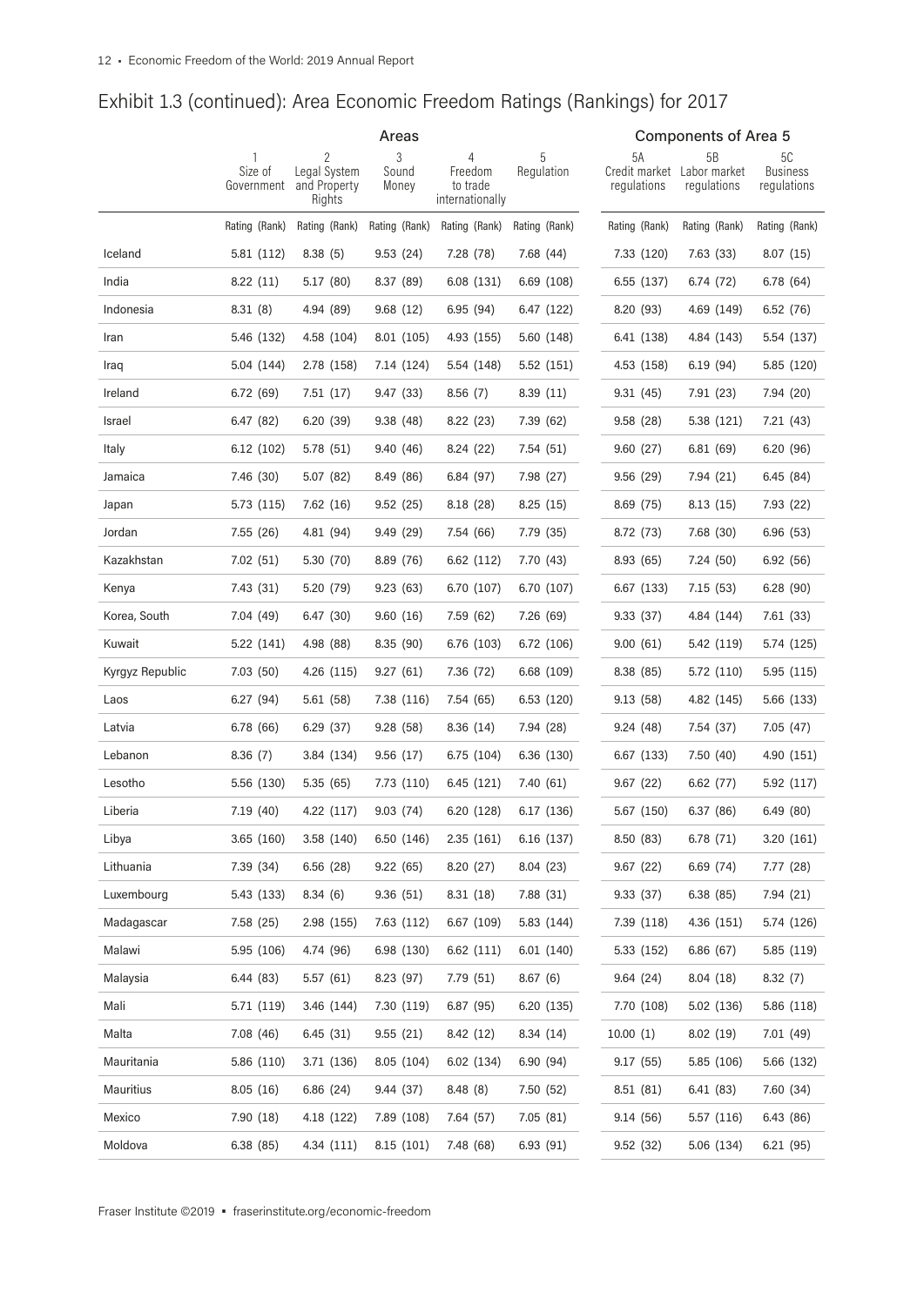## Exhibit 1.3 (continued): Area Economic Freedom Ratings (Rankings) for 2017

| | Areas | | | | | Components of Area 5 | | |
|---|---|---|---|---|---|---|---|---|
| | 1 Size of Government | 2 Legal System and Property Rights | 3 Sound Money | 4 Freedom to trade internationally | 5 Regulation | 5A Credit market regulations | 5B Labor market regulations | 5C Business regulations |
| | Rating (Rank) | Rating (Rank) | Rating (Rank) | Rating (Rank) | Rating (Rank) | Rating (Rank) | Rating (Rank) | Rating (Rank) |
| Iceland | 5.81 (112) | 8.38 (5) | 9.53 (24) | 7.28 (78) | 7.68 (44) | 7.33 (120) | 7.63 (33) | 8.07 (15) |
| India | 8.22 (11) | 5.17 (80) | 8.37 (89) | 6.08 (131) | 6.69 (108) | 6.55 (137) | 6.74 (72) | 6.78 (64) |
| Indonesia | 8.31 (8) | 4.94 (89) | 9.68 (12) | 6.95 (94) | 6.47 (122) | 8.20 (93) | 4.69 (149) | 6.52 (76) |
| Iran | 5.46 (132) | 4.58 (104) | 8.01 (105) | 4.93 (155) | 5.60 (148) | 6.41 (138) | 4.84 (143) | 5.54 (137) |
| Iraq | 5.04 (144) | 2.78 (158) | 7.14 (124) | 5.54 (148) | 5.52 (151) | 4.53 (158) | 6.19 (94) | 5.85 (120) |
| Ireland | 6.72 (69) | 7.51 (17) | 9.47 (33) | 8.56 (7) | 8.39 (11) | 9.31 (45) | 7.91 (23) | 7.94 (20) |
| Israel | 6.47 (82) | 6.20 (39) | 9.38 (48) | 8.22 (23) | 7.39 (62) | 9.58 (28) | 5.38 (121) | 7.21 (43) |
| Italy | 6.12 (102) | 5.78 (51) | 9.40 (46) | 8.24 (22) | 7.54 (51) | 9.60 (27) | 6.81 (69) | 6.20 (96) |
| Jamaica | 7.46 (30) | 5.07 (82) | 8.49 (86) | 6.84 (97) | 7.98 (27) | 9.56 (29) | 7.94 (21) | 6.45 (84) |
| Japan | 5.73 (115) | 7.62 (16) | 9.52 (25) | 8.18 (28) | 8.25 (15) | 8.69 (75) | 8.13 (15) | 7.93 (22) |
| Jordan | 7.55 (26) | 4.81 (94) | 9.49 (29) | 7.54 (66) | 7.79 (35) | 8.72 (73) | 7.68 (30) | 6.96 (53) |
| Kazakhstan | 7.02 (51) | 5.30 (70) | 8.89 (76) | 6.62 (112) | 7.70 (43) | 8.93 (65) | 7.24 (50) | 6.92 (56) |
| Kenya | 7.43 (31) | 5.20 (79) | 9.23 (63) | 6.70 (107) | 6.70 (107) | 6.67 (133) | 7.15 (53) | 6.28 (90) |
| Korea, South | 7.04 (49) | 6.47 (30) | 9.60 (16) | 7.59 (62) | 7.26 (69) | 9.33 (37) | 4.84 (144) | 7.61 (33) |
| Kuwait | 5.22 (141) | 4.98 (88) | 8.35 (90) | 6.76 (103) | 6.72 (106) | 9.00 (61) | 5.42 (119) | 5.74 (125) |
| Kyrgyz Republic | 7.03 (50) | 4.26 (115) | 9.27 (61) | 7.36 (72) | 6.68 (109) | 8.38 (85) | 5.72 (110) | 5.95 (115) |
| Laos | 6.27 (94) | 5.61 (58) | 7.38 (116) | 7.54 (65) | 6.53 (120) | 9.13 (58) | 4.82 (145) | 5.66 (133) |
| Latvia | 6.78 (66) | 6.29 (37) | 9.28 (58) | 8.36 (14) | 7.94 (28) | 9.24 (48) | 7.54 (37) | 7.05 (47) |
| Lebanon | 8.36 (7) | 3.84 (134) | 9.56 (17) | 6.75 (104) | 6.36 (130) | 6.67 (133) | 7.50 (40) | 4.90 (151) |
| Lesotho | 5.56 (130) | 5.35 (65) | 7.73 (110) | 6.45 (121) | 7.40 (61) | 9.67 (22) | 6.62 (77) | 5.92 (117) |
| Liberia | 7.19 (40) | 4.22 (117) | 9.03 (74) | 6.20 (128) | 6.17 (136) | 5.67 (150) | 6.37 (86) | 6.49 (80) |
| Libya | 3.65 (160) | 3.58 (140) | 6.50 (146) | 2.35 (161) | 6.16 (137) | 8.50 (83) | 6.78 (71) | 3.20 (161) |
| Lithuania | 7.39 (34) | 6.56 (28) | 9.22 (65) | 8.20 (27) | 8.04 (23) | 9.67 (22) | 6.69 (74) | 7.77 (28) |
| Luxembourg | 5.43 (133) | 8.34 (6) | 9.36 (51) | 8.31 (18) | 7.88 (31) | 9.33 (37) | 6.38 (85) | 7.94 (21) |
| Madagascar | 7.58 (25) | 2.98 (155) | 7.63 (112) | 6.67 (109) | 5.83 (144) | 7.39 (118) | 4.36 (151) | 5.74 (126) |
| Malawi | 5.95 (106) | 4.74 (96) | 6.98 (130) | 6.62 (111) | 6.01 (140) | 5.33 (152) | 6.86 (67) | 5.85 (119) |
| Malaysia | 6.44 (83) | 5.57 (61) | 8.23 (97) | 7.79 (51) | 8.67 (6) | 9.64 (24) | 8.04 (18) | 8.32 (7) |
| Mali | 5.71 (119) | 3.46 (144) | 7.30 (119) | 6.87 (95) | 6.20 (135) | 7.70 (108) | 5.02 (136) | 5.86 (118) |
| Malta | 7.08 (46) | 6.45 (31) | 9.55 (21) | 8.42 (12) | 8.34 (14) | 10.00 (1) | 8.02 (19) | 7.01 (49) |
| Mauritania | 5.86 (110) | 3.71 (136) | 8.05 (104) | 6.02 (134) | 6.90 (94) | 9.17 (55) | 5.85 (106) | 5.66 (132) |
| Mauritius | 8.05 (16) | 6.86 (24) | 9.44 (37) | 8.48 (8) | 7.50 (52) | 8.51 (81) | 6.41 (83) | 7.60 (34) |
| Mexico | 7.90 (18) | 4.18 (122) | 7.89 (108) | 7.64 (57) | 7.05 (81) | 9.14 (56) | 5.57 (116) | 6.43 (86) |
| Moldova | 6.38 (85) | 4.34 (111) | 8.15 (101) | 7.48 (68) | 6.93 (91) | 9.52 (32) | 5.06 (134) | 6.21 (95) |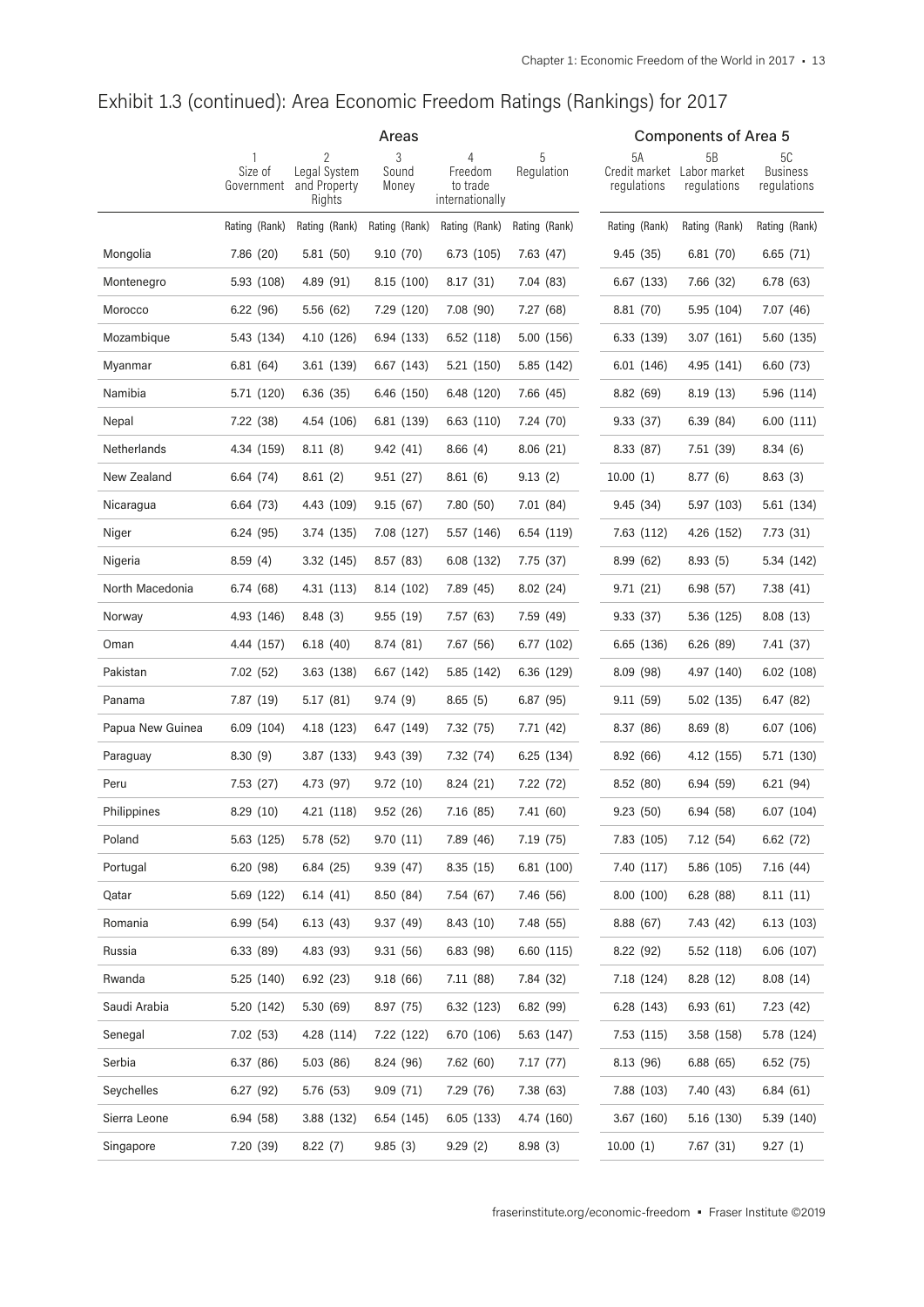## Exhibit 1.3 (continued): Area Economic Freedom Ratings (Rankings) for 2017

| | Areas | | | | | Components of Area 5 | | |
|---|---|---|---|---|---|---|---|---|
| | 1 Size of Government | 2 Legal System and Property Rights | 3 Sound Money | 4 Freedom to trade internationally | 5 Regulation | 5A Credit market regulations | 5B Labor market regulations | 5C Business regulations |
| | Rating (Rank) | Rating (Rank) | Rating (Rank) | Rating (Rank) | Rating (Rank) | Rating (Rank) | Rating (Rank) | Rating (Rank) |
| Mongolia | 7.86 (20) | 5.81 (50) | 9.10 (70) | 6.73 (105) | 7.63 (47) | 9.45 (35) | 6.81 (70) | 6.65 (71) |
| Montenegro | 5.93 (108) | 4.89 (91) | 8.15 (100) | 8.17 (31) | 7.04 (83) | 6.67 (133) | 7.66 (32) | 6.78 (63) |
| Morocco | 6.22 (96) | 5.56 (62) | 7.29 (120) | 7.08 (90) | 7.27 (68) | 8.81 (70) | 5.95 (104) | 7.07 (46) |
| Mozambique | 5.43 (134) | 4.10 (126) | 6.94 (133) | 6.52 (118) | 5.00 (156) | 6.33 (139) | 3.07 (161) | 5.60 (135) |
| Myanmar | 6.81 (64) | 3.61 (139) | 6.67 (143) | 5.21 (150) | 5.85 (142) | 6.01 (146) | 4.95 (141) | 6.60 (73) |
| Namibia | 5.71 (120) | 6.36 (35) | 6.46 (150) | 6.48 (120) | 7.66 (45) | 8.82 (69) | 8.19 (13) | 5.96 (114) |
| Nepal | 7.22 (38) | 4.54 (106) | 6.81 (139) | 6.63 (110) | 7.24 (70) | 9.33 (37) | 6.39 (84) | 6.00 (111) |
| Netherlands | 4.34 (159) | 8.11 (8) | 9.42 (41) | 8.66 (4) | 8.06 (21) | 8.33 (87) | 7.51 (39) | 8.34 (6) |
| New Zealand | 6.64 (74) | 8.61 (2) | 9.51 (27) | 8.61 (6) | 9.13 (2) | 10.00 (1) | 8.77 (6) | 8.63 (3) |
| Nicaragua | 6.64 (73) | 4.43 (109) | 9.15 (67) | 7.80 (50) | 7.01 (84) | 9.45 (34) | 5.97 (103) | 5.61 (134) |
| Niger | 6.24 (95) | 3.74 (135) | 7.08 (127) | 5.57 (146) | 6.54 (119) | 7.63 (112) | 4.26 (152) | 7.73 (31) |
| Nigeria | 8.59 (4) | 3.32 (145) | 8.57 (83) | 6.08 (132) | 7.75 (37) | 8.99 (62) | 8.93 (5) | 5.34 (142) |
| North Macedonia | 6.74 (68) | 4.31 (113) | 8.14 (102) | 7.89 (45) | 8.02 (24) | 9.71 (21) | 6.98 (57) | 7.38 (41) |
| Norway | 4.93 (146) | 8.48 (3) | 9.55 (19) | 7.57 (63) | 7.59 (49) | 9.33 (37) | 5.36 (125) | 8.08 (13) |
| Oman | 4.44 (157) | 6.18 (40) | 8.74 (81) | 7.67 (56) | 6.77 (102) | 6.65 (136) | 6.26 (89) | 7.41 (37) |
| Pakistan | 7.02 (52) | 3.63 (138) | 6.67 (142) | 5.85 (142) | 6.36 (129) | 8.09 (98) | 4.97 (140) | 6.02 (108) |
| Panama | 7.87 (19) | 5.17 (81) | 9.74 (9) | 8.65 (5) | 6.87 (95) | 9.11 (59) | 5.02 (135) | 6.47 (82) |
| Papua New Guinea | 6.09 (104) | 4.18 (123) | 6.47 (149) | 7.32 (75) | 7.71 (42) | 8.37 (86) | 8.69 (8) | 6.07 (106) |
| Paraguay | 8.30 (9) | 3.87 (133) | 9.43 (39) | 7.32 (74) | 6.25 (134) | 8.92 (66) | 4.12 (155) | 5.71 (130) |
| Peru | 7.53 (27) | 4.73 (97) | 9.72 (10) | 8.24 (21) | 7.22 (72) | 8.52 (80) | 6.94 (59) | 6.21 (94) |
| Philippines | 8.29 (10) | 4.21 (118) | 9.52 (26) | 7.16 (85) | 7.41 (60) | 9.23 (50) | 6.94 (58) | 6.07 (104) |
| Poland | 5.63 (125) | 5.78 (52) | 9.70 (11) | 7.89 (46) | 7.19 (75) | 7.83 (105) | 7.12 (54) | 6.62 (72) |
| Portugal | 6.20 (98) | 6.84 (25) | 9.39 (47) | 8.35 (15) | 6.81 (100) | 7.40 (117) | 5.86 (105) | 7.16 (44) |
| Qatar | 5.69 (122) | 6.14 (41) | 8.50 (84) | 7.54 (67) | 7.46 (56) | 8.00 (100) | 6.28 (88) | 8.11 (11) |
| Romania | 6.99 (54) | 6.13 (43) | 9.37 (49) | 8.43 (10) | 7.48 (55) | 8.88 (67) | 7.43 (42) | 6.13 (103) |
| Russia | 6.33 (89) | 4.83 (93) | 9.31 (56) | 6.83 (98) | 6.60 (115) | 8.22 (92) | 5.52 (118) | 6.06 (107) |
| Rwanda | 5.25 (140) | 6.92 (23) | 9.18 (66) | 7.11 (88) | 7.84 (32) | 7.18 (124) | 8.28 (12) | 8.08 (14) |
| Saudi Arabia | 5.20 (142) | 5.30 (69) | 8.97 (75) | 6.32 (123) | 6.82 (99) | 6.28 (143) | 6.93 (61) | 7.23 (42) |
| Senegal | 7.02 (53) | 4.28 (114) | 7.22 (122) | 6.70 (106) | 5.63 (147) | 7.53 (115) | 3.58 (158) | 5.78 (124) |
| Serbia | 6.37 (86) | 5.03 (86) | 8.24 (96) | 7.62 (60) | 7.17 (77) | 8.13 (96) | 6.88 (65) | 6.52 (75) |
| Seychelles | 6.27 (92) | 5.76 (53) | 9.09 (71) | 7.29 (76) | 7.38 (63) | 7.88 (103) | 7.40 (43) | 6.84 (61) |
| Sierra Leone | 6.94 (58) | 3.88 (132) | 6.54 (145) | 6.05 (133) | 4.74 (160) | 3.67 (160) | 5.16 (130) | 5.39 (140) |
| Singapore | 7.20 (39) | 8.22 (7) | 9.85 (3) | 9.29 (2) | 8.98 (3) | 10.00 (1) | 7.67 (31) | 9.27 (1) |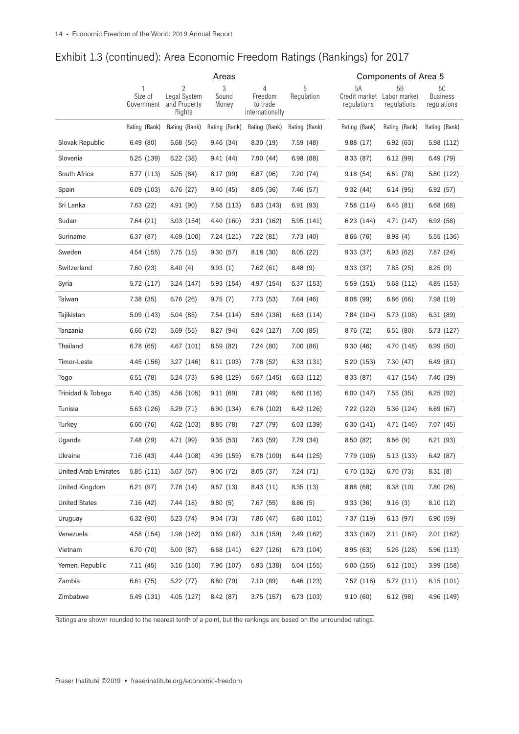## Exhibit 1.3 (continued): Area Economic Freedom Ratings (Rankings) for 2017

| | Areas | | | | | Components of Area 5 | | |
|---|---|---|---|---|---|---|---|---|
| | 1 Size of Government | 2 Legal System and Property Rights | 3 Sound Money | 4 Freedom to trade internationally | 5 Regulation | 5A Credit market regulations | 5B Labor market regulations | 5C Business regulations |
| | Rating (Rank) | Rating (Rank) | Rating (Rank) | Rating (Rank) | Rating (Rank) | Rating (Rank) | Rating (Rank) | Rating (Rank) |
| Slovak Republic | 6.49 (80) | 5.68 (56) | 9.46 (34) | 8.30 (19) | 7.59 (48) | 9.88 (17) | 6.92 (63) | 5.98 (112) |
| Slovenia | 5.25 (139) | 6.22 (38) | 9.41 (44) | 7.90 (44) | 6.98 (88) | 8.33 (87) | 6.12 (99) | 6.49 (79) |
| South Africa | 5.77 (113) | 5.05 (84) | 8.17 (99) | 6.87 (96) | 7.20 (74) | 9.18 (54) | 6.61 (78) | 5.80 (122) |
| Spain | 6.09 (103) | 6.76 (27) | 9.40 (45) | 8.05 (36) | 7.46 (57) | 9.32 (44) | 6.14 (95) | 6.92 (57) |
| Sri Lanka | 7.63 (22) | 4.91 (90) | 7.58 (113) | 5.83 (143) | 6.91 (93) | 7.58 (114) | 6.45 (81) | 6.68 (68) |
| Sudan | 7.64 (21) | 3.03 (154) | 4.40 (160) | 2.31 (162) | 5.95 (141) | 6.23 (144) | 4.71 (147) | 6.92 (58) |
| Suriname | 6.37 (87) | 4.69 (100) | 7.24 (121) | 7.22 (81) | 7.73 (40) | 8.66 (76) | 8.98 (4) | 5.55 (136) |
| Sweden | 4.54 (155) | 7.75 (15) | 9.30 (57) | 8.18 (30) | 8.05 (22) | 9.33 (37) | 6.93 (62) | 7.87 (24) |
| Switzerland | 7.60 (23) | 8.40 (4) | 9.93 (1) | 7.62 (61) | 8.48 (9) | 9.33 (37) | 7.85 (25) | 8.25 (9) |
| Syria | 5.72 (117) | 3.24 (147) | 5.93 (154) | 4.97 (154) | 5.37 (153) | 5.59 (151) | 5.68 (112) | 4.85 (153) |
| Taiwan | 7.38 (35) | 6.76 (26) | 9.75 (7) | 7.73 (53) | 7.64 (46) | 8.08 (99) | 6.86 (66) | 7.98 (19) |
| Tajikistan | 5.09 (143) | 5.04 (85) | 7.54 (114) | 5.94 (136) | 6.63 (114) | 7.84 (104) | 5.73 (108) | 6.31 (89) |
| Tanzania | 6.66 (72) | 5.69 (55) | 8.27 (94) | 6.24 (127) | 7.00 (85) | 8.76 (72) | 6.51 (80) | 5.73 (127) |
| Thailand | 6.78 (65) | 4.67 (101) | 8.59 (82) | 7.24 (80) | 7.00 (86) | 9.30 (46) | 4.70 (148) | 6.99 (50) |
| Timor-Leste | 4.45 (156) | 3.27 (146) | 8.11 (103) | 7.78 (52) | 6.33 (131) | 5.20 (153) | 7.30 (47) | 6.49 (81) |
| Togo | 6.51 (78) | 5.24 (73) | 6.98 (129) | 5.67 (145) | 6.63 (112) | 8.33 (87) | 4.17 (154) | 7.40 (39) |
| Trinidad & Tobago | 5.40 (135) | 4.56 (105) | 9.11 (69) | 7.81 (49) | 6.60 (116) | 6.00 (147) | 7.55 (35) | 6.25 (92) |
| Tunisia | 5.63 (126) | 5.29 (71) | 6.90 (134) | 6.76 (102) | 6.42 (126) | 7.22 (122) | 5.36 (124) | 6.69 (67) |
| Turkey | 6.60 (76) | 4.62 (103) | 8.85 (78) | 7.27 (79) | 6.03 (139) | 6.30 (141) | 4.71 (146) | 7.07 (45) |
| Uganda | 7.48 (29) | 4.71 (99) | 9.35 (53) | 7.63 (59) | 7.79 (34) | 8.50 (82) | 8.66 (9) | 6.21 (93) |
| Ukraine | 7.16 (43) | 4.44 (108) | 4.99 (159) | 6.78 (100) | 6.44 (125) | 7.79 (106) | 5.13 (133) | 6.42 (87) |
| United Arab Emirates | 5.85 (111) | 5.67 (57) | 9.06 (72) | 8.05 (37) | 7.24 (71) | 6.70 (132) | 6.70 (73) | 8.31 (8) |
| United Kingdom | 6.21 (97) | 7.78 (14) | 9.67 (13) | 8.43 (11) | 8.35 (13) | 8.88 (68) | 8.38 (10) | 7.80 (26) |
| United States | 7.16 (42) | 7.44 (18) | 9.80 (5) | 7.67 (55) | 8.86 (5) | 9.33 (36) | 9.16 (3) | 8.10 (12) |
| Uruguay | 6.32 (90) | 5.23 (74) | 9.04 (73) | 7.86 (47) | 6.80 (101) | 7.37 (119) | 6.13 (97) | 6.90 (59) |
| Venezuela | 4.58 (154) | 1.98 (162) | 0.69 (162) | 3.18 (159) | 2.49 (162) | 3.33 (162) | 2.11 (162) | 2.01 (162) |
| Vietnam | 6.70 (70) | 5.00 (87) | 6.68 (141) | 6.27 (126) | 6.73 (104) | 8.95 (63) | 5.26 (128) | 5.96 (113) |
| Yemen, Republic | 7.11 (45) | 3.16 (150) | 7.96 (107) | 5.93 (138) | 5.04 (155) | 5.00 (155) | 6.12 (101) | 3.99 (158) |
| Zambia | 6.61 (75) | 5.22 (77) | 8.80 (79) | 7.10 (89) | 6.46 (123) | 7.52 (116) | 5.72 (111) | 6.15 (101) |
| Zimbabwe | 5.49 (131) | 4.05 (127) | 8.42 (87) | 3.75 (157) | 6.73 (103) | 9.10 (60) | 6.12 (98) | 4.96 (149) |

Ratings are shown rounded to the nearest tenth of a point, but the rankings are based on the unrounded ratings.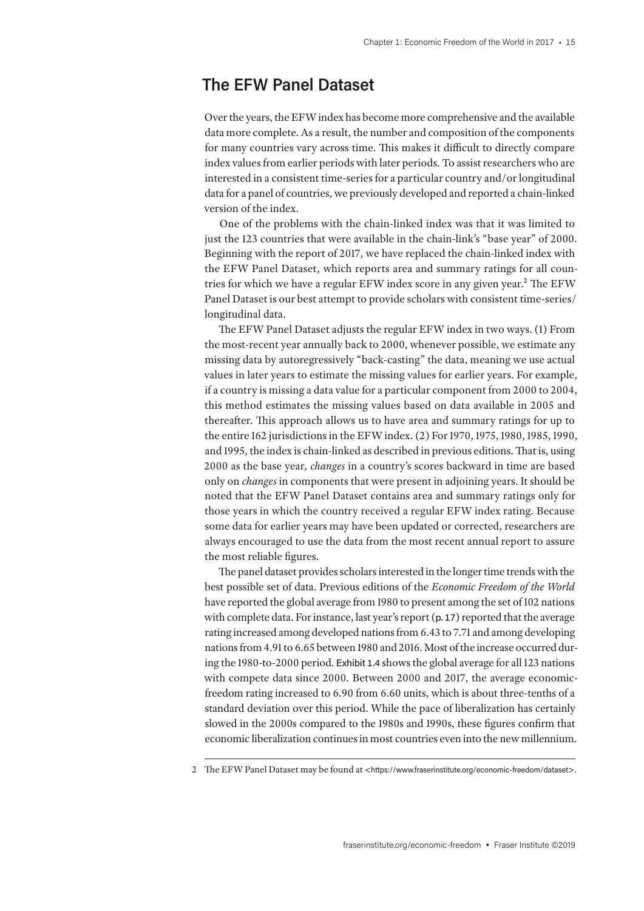## The EFW Panel Dataset

Over the years, the EFW index has become more comprehensive and the available data more complete. As a result, the number and composition of the components for many countries vary across time. This makes it difficult to directly compare index values from earlier periods with later periods. To assist researchers who are interested in a consistent time-series for a particular country and/or longitudinal data for a panel of countries, we previously developed and reported a chain-linked version of the index.

One of the problems with the chain-linked index was that it was limited to just the 123 countries that were available in the chain-link's "base year" of 2000. Beginning with the report of 2017, we have replaced the chain-linked index with the EFW Panel Dataset, which reports area and summary ratings for all countries for which we have a regular EFW index score in any given year.[2] The EFW Panel Dataset is our best attempt to provide scholars with consistent time-series/longitudinal data.

The EFW Panel Dataset adjusts the regular EFW index in two ways. (1) From the most-recent year annually back to 2000, whenever possible, we estimate any missing data by autoregressively "back-casting" the data, meaning we use actual values in later years to estimate the missing values for earlier years. For example, if a country is missing a data value for a particular component from 2000 to 2004, this method estimates the missing values based on data available in 2005 and thereafter. This approach allows us to have area and summary ratings for up to the entire 162 jurisdictions in the EFW index. (2) For 1970, 1975, 1980, 1985, 1990, and 1995, the index is chain-linked as described in previous editions. That is, using 2000 as the base year, *changes* in a country's scores backward in time are based only on *changes* in components that were present in adjoining years. It should be noted that the EFW Panel Dataset contains area and summary ratings only for those years in which the country received a regular EFW index rating. Because some data for earlier years may have been updated or corrected, researchers are always encouraged to use the data from the most recent annual report to assure the most reliable figures.

The panel dataset provides scholars interested in the longer time trends with the best possible set of data. Previous editions of the *Economic Freedom of the World* have reported the global average from 1980 to present among the set of 102 nations with complete data. For instance, last year's report (p. 17) reported that the average rating increased among developed nations from 6.43 to 7.71 and among developing nations from 4.91 to 6.65 between 1980 and 2016. Most of the increase occurred during the 1980-to-2000 period. Exhibit 1.4 shows the global average for all 123 nations with compete data since 2000. Between 2000 and 2017, the average economic-freedom rating increased to 6.90 from 6.60 units, which is about three-tenths of a standard deviation over this period. While the pace of liberalization has certainly slowed in the 2000s compared to the 1980s and 1990s, these figures confirm that economic liberalization continues in most countries even into the new millennium.

---

2 The EFW Panel Dataset may be found at <https://www.fraserinstitute.org/economic-freedom/dataset>.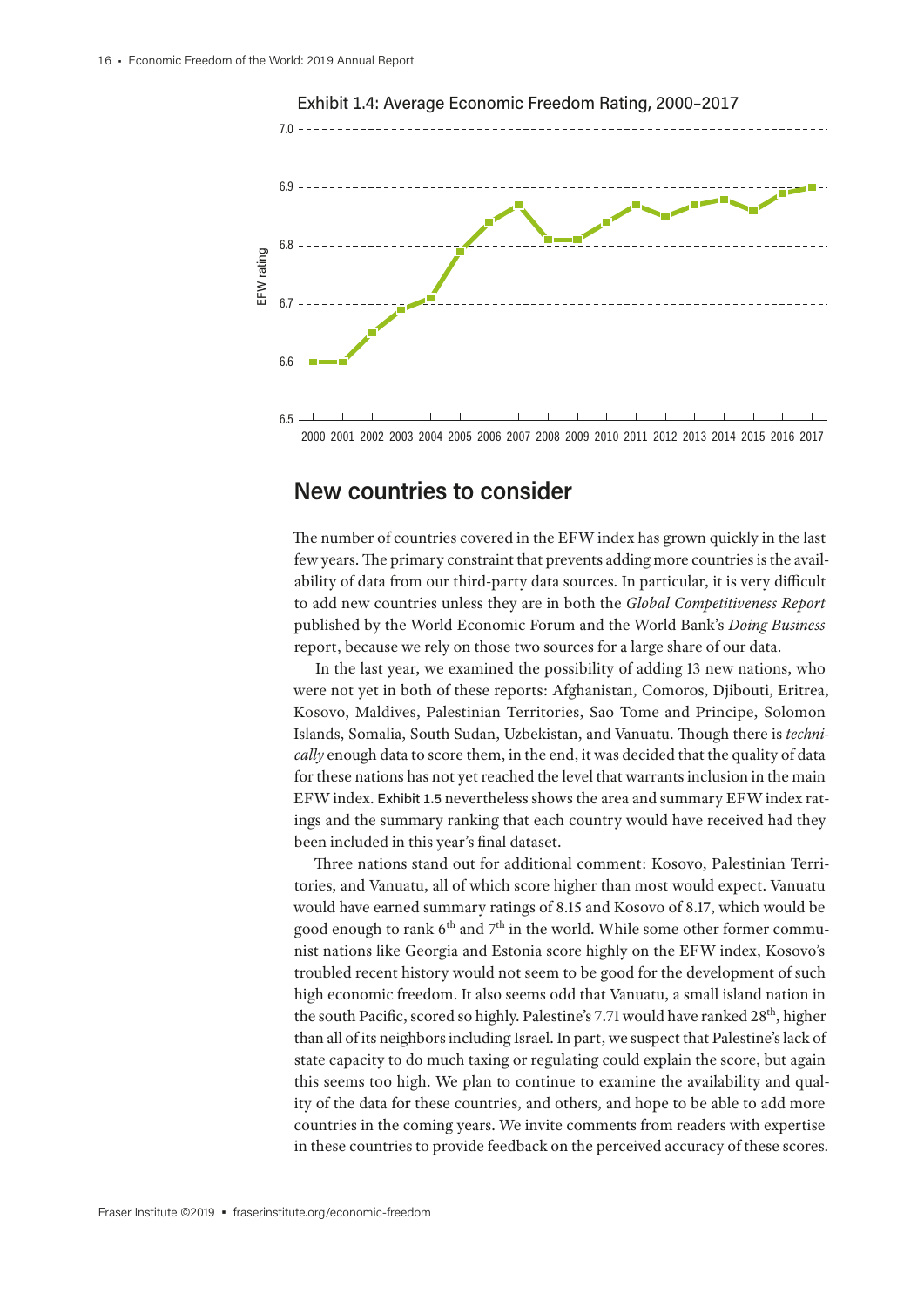Exhibit 1.4: Average Economic Freedom Rating, 2000–2017

## New countries to consider

The number of countries covered in the EFW index has grown quickly in the last few years. The primary constraint that prevents adding more countries is the availability of data from our third-party data sources. In particular, it is very difficult to add new countries unless they are in both the *Global Competitiveness Report* published by the World Economic Forum and the World Bank's *Doing Business* report, because we rely on those two sources for a large share of our data.

In the last year, we examined the possibility of adding 13 new nations, who were not yet in both of these reports: Afghanistan, Comoros, Djibouti, Eritrea, Kosovo, Maldives, Palestinian Territories, Sao Tome and Principe, Solomon Islands, Somalia, South Sudan, Uzbekistan, and Vanuatu. Though there is *technically* enough data to score them, in the end, it was decided that the quality of data for these nations has not yet reached the level that warrants inclusion in the main EFW index. Exhibit 1.5 nevertheless shows the area and summary EFW index ratings and the summary ranking that each country would have received had they been included in this year's final dataset.

Three nations stand out for additional comment: Kosovo, Palestinian Territories, and Vanuatu, all of which score higher than most would expect. Vanuatu would have earned summary ratings of 8.15 and Kosovo of 8.17, which would be good enough to rank 6th and 7th in the world. While some other former communist nations like Georgia and Estonia score highly on the EFW index, Kosovo's troubled recent history would not seem to be good for the development of such high economic freedom. It also seems odd that Vanuatu, a small island nation in the south Pacific, scored so highly. Palestine's 7.71 would have ranked 28th, higher than all of its neighbors including Israel. In part, we suspect that Palestine's lack of state capacity to do much taxing or regulating could explain the score, but again this seems too high. We plan to continue to examine the availability and quality of the data for these countries, and others, and hope to be able to add more countries in the coming years. We invite comments from readers with expertise in these countries to provide feedback on the perceived accuracy of these scores.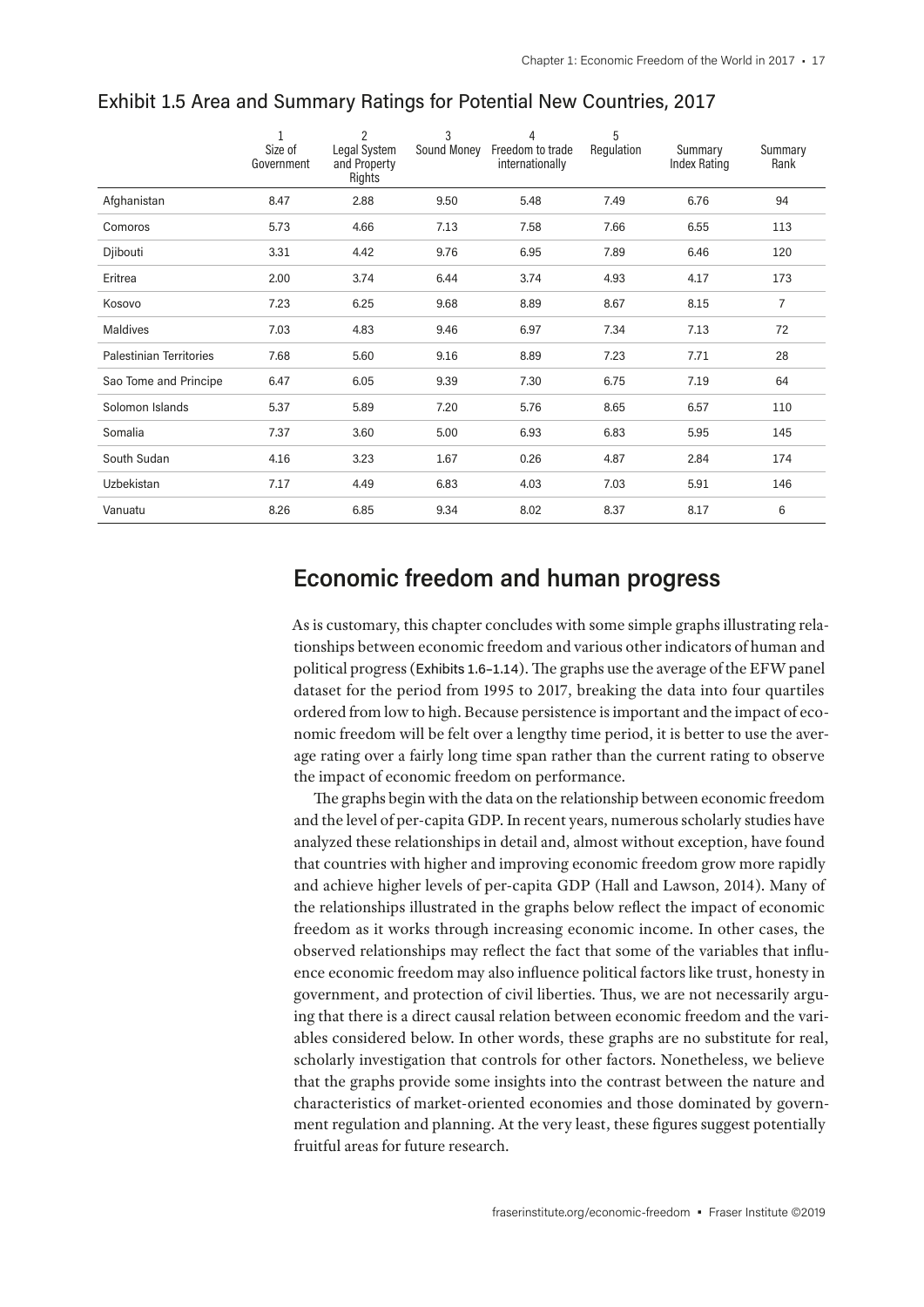## Exhibit 1.5 Area and Summary Ratings for Potential New Countries, 2017

| | 1 Size of Government | 2 Legal System and Property Rights | 3 Sound Money | 4 Freedom to trade internationally | 5 Regulation | Summary Index Rating | Summary Rank |
|---|---|---|---|---|---|---|---|
| Afghanistan | 8.47 | 2.88 | 9.50 | 5.48 | 7.49 | 6.76 | 94 |
| Comoros | 5.73 | 4.66 | 7.13 | 7.58 | 7.66 | 6.55 | 113 |
| Djibouti | 3.31 | 4.42 | 9.76 | 6.95 | 7.89 | 6.46 | 120 |
| Eritrea | 2.00 | 3.74 | 6.44 | 3.74 | 4.93 | 4.17 | 173 |
| Kosovo | 7.23 | 6.25 | 9.68 | 8.89 | 8.67 | 8.15 | 7 |
| Maldives | 7.03 | 4.83 | 9.46 | 6.97 | 7.34 | 7.13 | 72 |
| Palestinian Territories | 7.68 | 5.60 | 9.16 | 8.89 | 7.23 | 7.71 | 28 |
| Sao Tome and Principe | 6.47 | 6.05 | 9.39 | 7.30 | 6.75 | 7.19 | 64 |
| Solomon Islands | 5.37 | 5.89 | 7.20 | 5.76 | 8.65 | 6.57 | 110 |
| Somalia | 7.37 | 3.60 | 5.00 | 6.93 | 6.83 | 5.95 | 145 |
| South Sudan | 4.16 | 3.23 | 1.67 | 0.26 | 4.87 | 2.84 | 174 |
| Uzbekistan | 7.17 | 4.49 | 6.83 | 4.03 | 7.03 | 5.91 | 146 |
| Vanuatu | 8.26 | 6.85 | 9.34 | 8.02 | 8.37 | 8.17 | 6 |

## Economic freedom and human progress

As is customary, this chapter concludes with some simple graphs illustrating relationships between economic freedom and various other indicators of human and political progress (Exhibits 1.6–1.14). The graphs use the average of the EFW panel dataset for the period from 1995 to 2017, breaking the data into four quartiles ordered from low to high. Because persistence is important and the impact of economic freedom will be felt over a lengthy time period, it is better to use the average rating over a fairly long time span rather than the current rating to observe the impact of economic freedom on performance.

The graphs begin with the data on the relationship between economic freedom and the level of per-capita GDP. In recent years, numerous scholarly studies have analyzed these relationships in detail and, almost without exception, have found that countries with higher and improving economic freedom grow more rapidly and achieve higher levels of per-capita GDP (Hall and Lawson, 2014). Many of the relationships illustrated in the graphs below reflect the impact of economic freedom as it works through increasing economic income. In other cases, the observed relationships may reflect the fact that some of the variables that influence economic freedom may also influence political factors like trust, honesty in government, and protection of civil liberties. Thus, we are not necessarily arguing that there is a direct causal relation between economic freedom and the variables considered below. In other words, these graphs are no substitute for real, scholarly investigation that controls for other factors. Nonetheless, we believe that the graphs provide some insights into the contrast between the nature and characteristics of market-oriented economies and those dominated by government regulation and planning. At the very least, these figures suggest potentially fruitful areas for future research.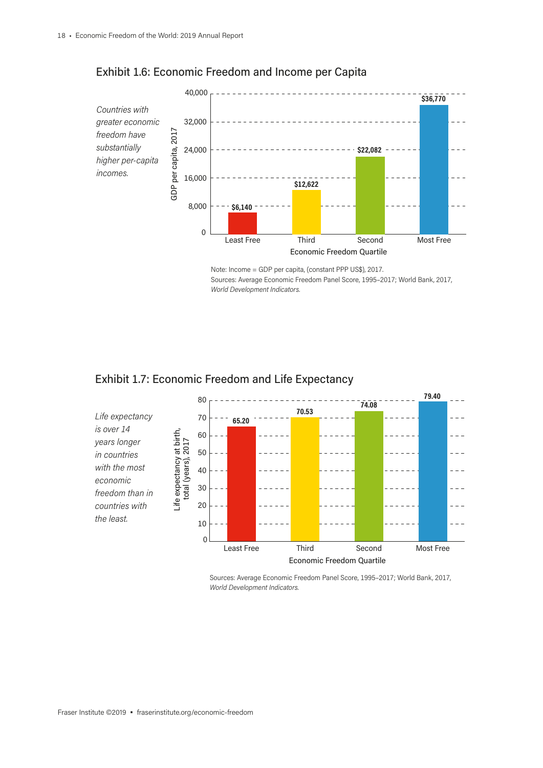## Exhibit 1.6: Economic Freedom and Income per Capita

*Countries with greater economic freedom have substantially higher per-capita incomes.*

| Economic Freedom Quartile | GDP per capita, 2017 |
| --- | --- |
| Least Free | $6,140 |
| Third | $12,622 |
| Second | $22,082 |
| Most Free | $36,770 |

Note: Income = GDP per capita, (constant PPP US$), 2017.
Sources: Average Economic Freedom Panel Score, 1995–2017; World Bank, 2017, *World Development Indicators*.

## Exhibit 1.7: Economic Freedom and Life Expectancy

*Life expectancy is over 14 years longer in countries with the most economic freedom than in countries with the least.*

| Economic Freedom Quartile | Life expectancy at birth, total (years), 2017 |
| --- | --- |
| Least Free | 65.20 |
| Third | 70.53 |
| Second | 74.08 |
| Most Free | 79.40 |

Sources: Average Economic Freedom Panel Score, 1995–2017; World Bank, 2017, *World Development Indicators*.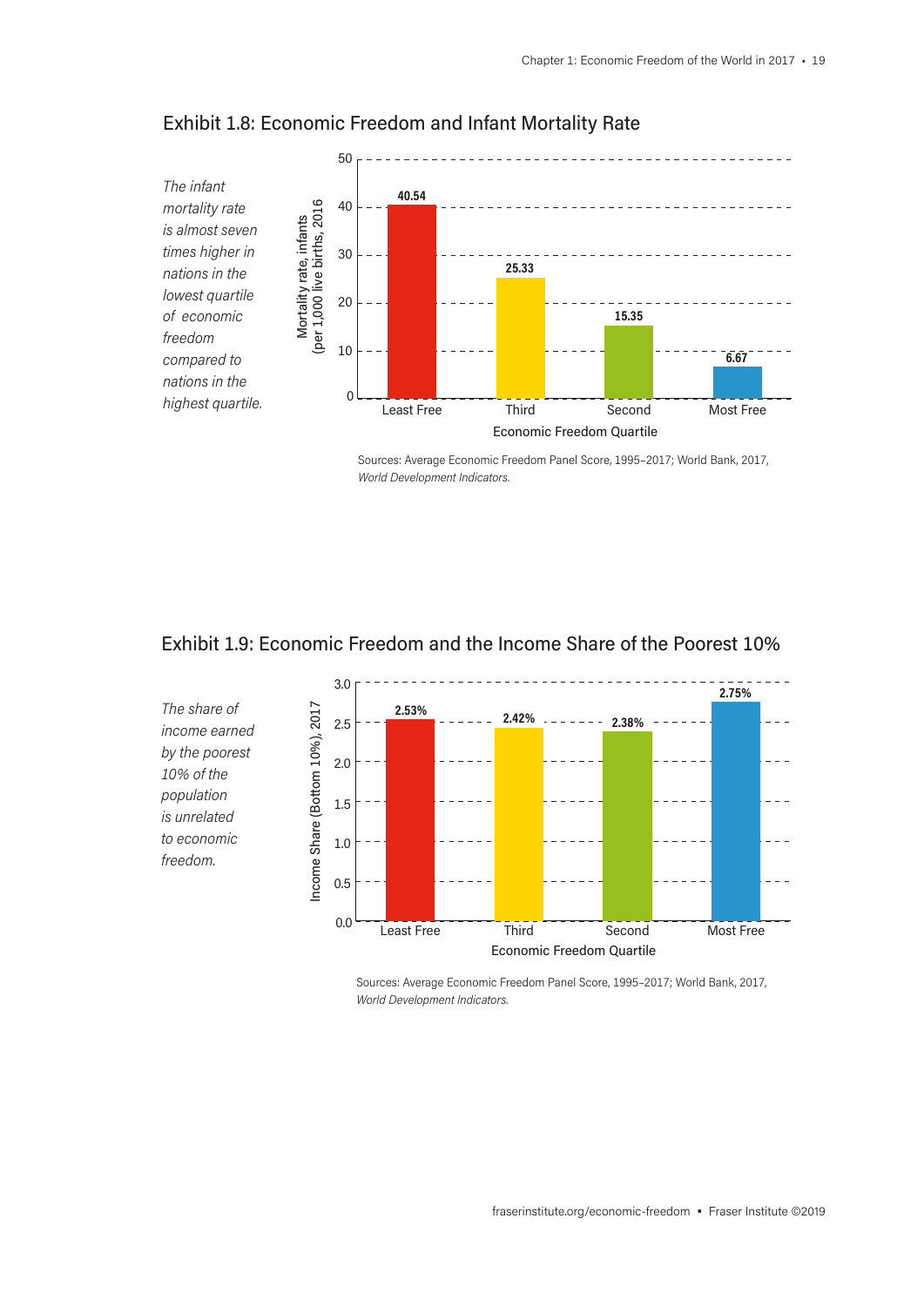## Exhibit 1.8: Economic Freedom and Infant Mortality Rate

*The infant mortality rate is almost seven times higher in nations in the lowest quartile of economic freedom compared to nations in the highest quartile.*

| Economic Freedom Quartile | Mortality rate, infants (per 1,000 live births, 2016) |
|---|---|
| Least Free | 40.54 |
| Third | 25.33 |
| Second | 15.35 |
| Most Free | 6.67 |

Sources: Average Economic Freedom Panel Score, 1995–2017; World Bank, 2017, *World Development Indicators*.

## Exhibit 1.9: Economic Freedom and the Income Share of the Poorest 10%

*The share of income earned by the poorest 10% of the population is unrelated to economic freedom.*

| Economic Freedom Quartile | Income Share (Bottom 10%), 2017 |
|---|---|
| Least Free | 2.53% |
| Third | 2.42% |
| Second | 2.38% |
| Most Free | 2.75% |

Sources: Average Economic Freedom Panel Score, 1995–2017; World Bank, 2017, *World Development Indicators*.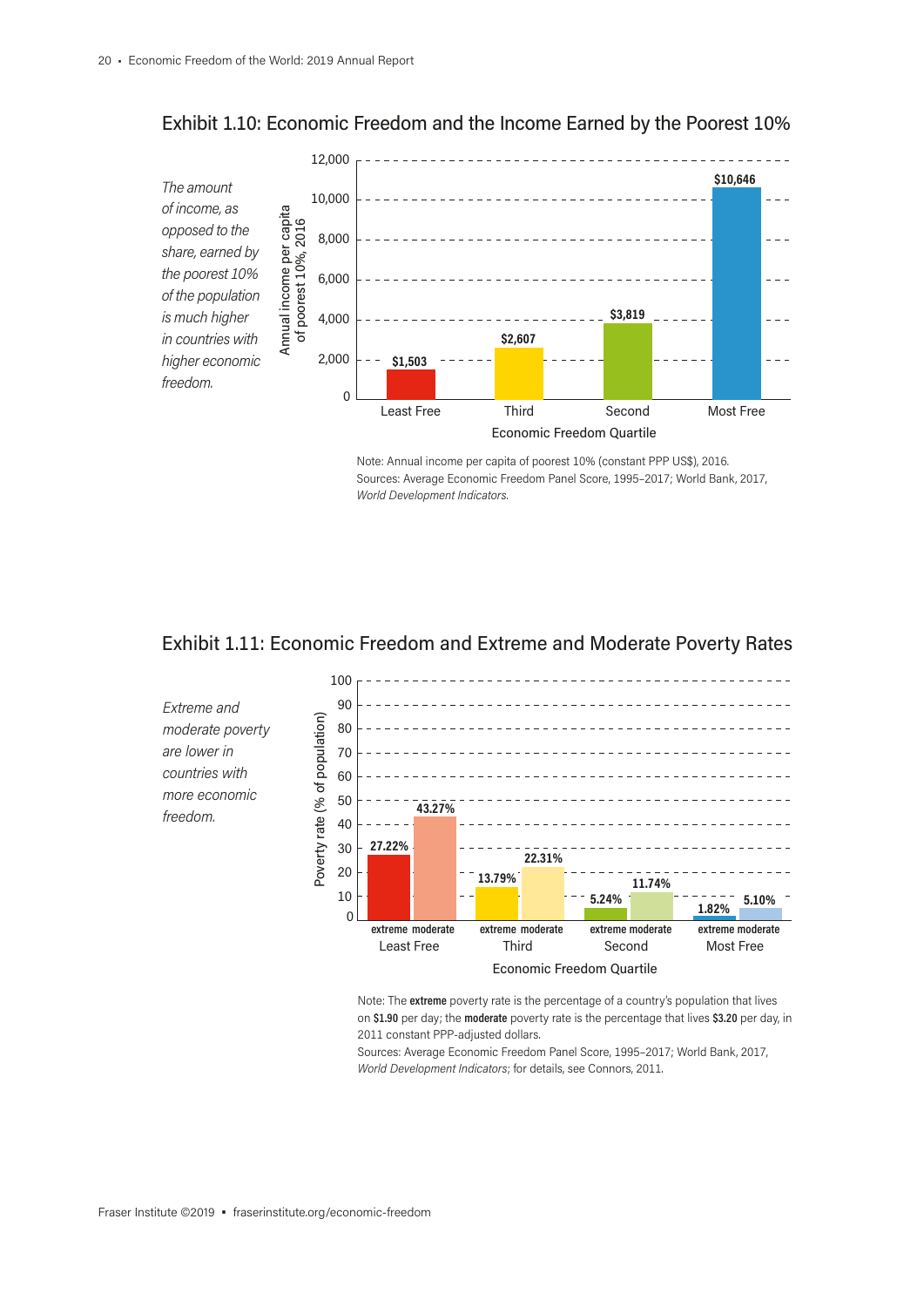## Exhibit 1.10: Economic Freedom and the Income Earned by the Poorest 10%

*The amount of income, as opposed to the share, earned by the poorest 10% of the population is much higher in countries with higher economic freedom.*

| Economic Freedom Quartile | Annual income per capita of poorest 10%, 2016 |
|---|---|
| Least Free | $1,503 |
| Third | $2,607 |
| Second | $3,819 |
| Most Free | $10,646 |

Note: Annual income per capita of poorest 10% (constant PPP US$), 2016.
Sources: Average Economic Freedom Panel Score, 1995–2017; World Bank, 2017, *World Development Indicators*.

## Exhibit 1.11: Economic Freedom and Extreme and Moderate Poverty Rates

*Extreme and moderate poverty are lower in countries with more economic freedom.*

| Economic Freedom Quartile | Extreme poverty rate (% of population) | Moderate poverty rate (% of population) |
|---|---|---|
| Least Free | 27.22% | 43.27% |
| Third | 13.79% | 22.31% |
| Second | 5.24% | 11.74% |
| Most Free | 1.82% | 5.10% |

Note: The **extreme** poverty rate is the percentage of a country's population that lives on **$1.90** per day; the **moderate** poverty rate is the percentage that lives **$3.20** per day, in 2011 constant PPP-adjusted dollars.
Sources: Average Economic Freedom Panel Score, 1995–2017; World Bank, 2017, *World Development Indicators*; for details, see Connors, 2011.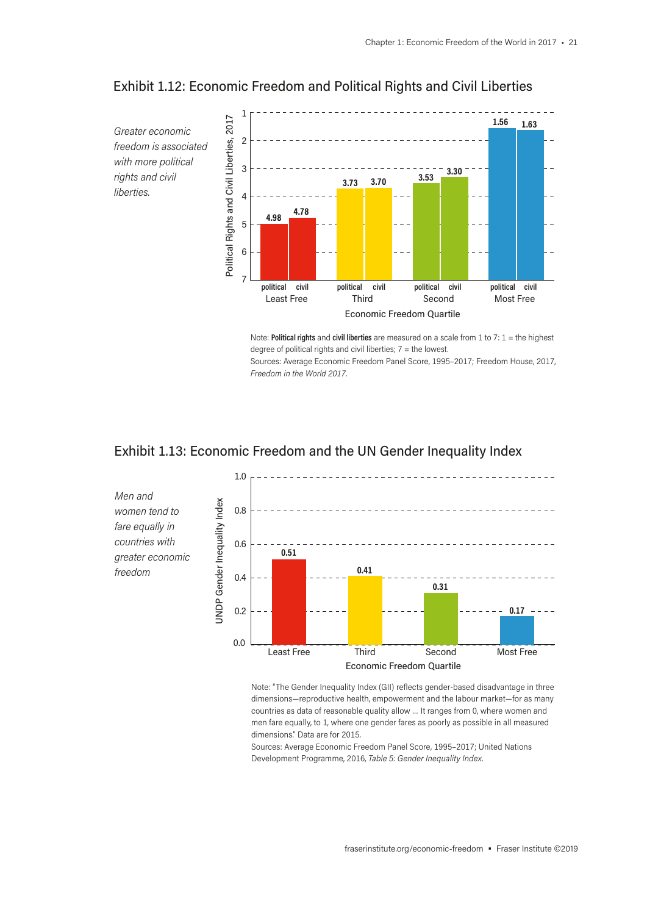## Exhibit 1.12: Economic Freedom and Political Rights and Civil Liberties

*Greater economic freedom is associated with more political rights and civil liberties.*

| Economic Freedom Quartile | Political | Civil |
|---|---|---|
| Least Free | 4.98 | 4.78 |
| Third | 3.73 | 3.70 |
| Second | 3.53 | 3.30 |
| Most Free | 1.56 | 1.63 |

Note: **Political rights** and **civil liberties** are measured on a scale from 1 to 7: 1 = the highest degree of political rights and civil liberties; 7 = the lowest.
Sources: Average Economic Freedom Panel Score, 1995–2017; Freedom House, 2017, *Freedom in the World 2017*.

## Exhibit 1.13: Economic Freedom and the UN Gender Inequality Index

*Men and women tend to fare equally in countries with greater economic freedom*

| Economic Freedom Quartile | UNDP Gender Inequality Index |
|---|---|
| Least Free | 0.51 |
| Third | 0.41 |
| Second | 0.31 |
| Most Free | 0.17 |

Note: "The Gender Inequality Index (GII) reflects gender-based disadvantage in three dimensions—reproductive health, empowerment and the labour market—for as many countries as data of reasonable quality allow ... It ranges from 0, where women and men fare equally, to 1, where one gender fares as poorly as possible in all measured dimensions." Data are for 2015.
Sources: Average Economic Freedom Panel Score, 1995–2017; United Nations Development Programme, 2016, *Table 5: Gender Inequality Index*.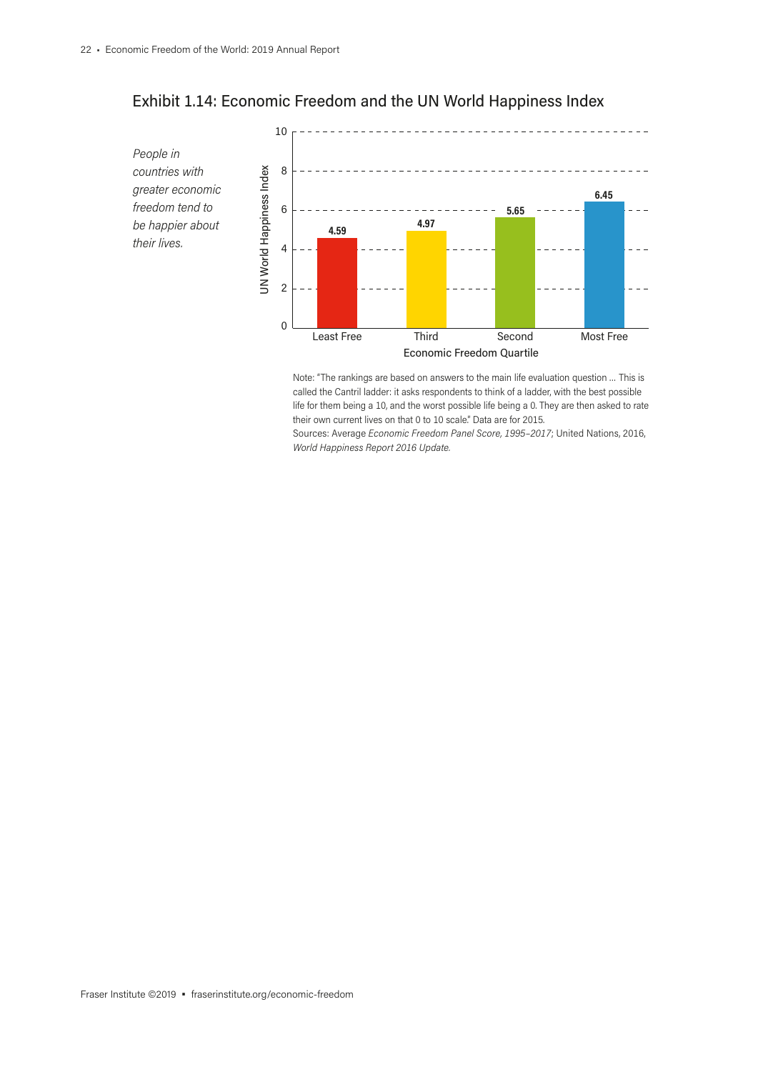## Exhibit 1.14: Economic Freedom and the UN World Happiness Index

*People in countries with greater economic freedom tend to be happier about their lives.*

| Economic Freedom Quartile | UN World Happiness Index |
|---|---|
| Least Free | 4.59 |
| Third | 4.97 |
| Second | 5.65 |
| Most Free | 6.45 |

Note: "The rankings are based on answers to the main life evaluation question … This is called the Cantril ladder: it asks respondents to think of a ladder, with the best possible life for them being a 10, and the worst possible life being a 0. They are then asked to rate their own current lives on that 0 to 10 scale." Data are for 2015.

Sources: Average *Economic Freedom Panel Score, 1995–2017*; United Nations, 2016, *World Happiness Report 2016 Update.*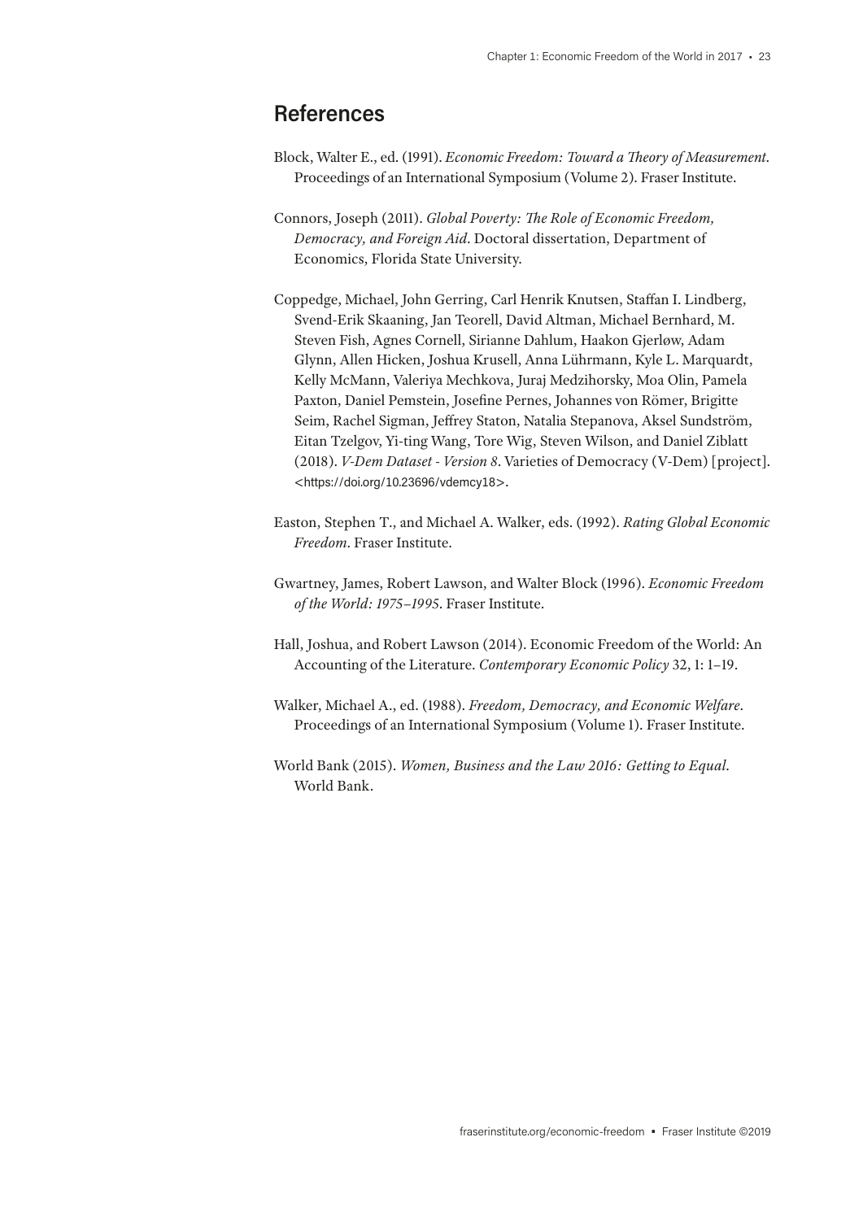## References

Block, Walter E., ed. (1991). *Economic Freedom: Toward a Theory of Measurement*. Proceedings of an International Symposium (Volume 2). Fraser Institute.

Connors, Joseph (2011). *Global Poverty: The Role of Economic Freedom, Democracy, and Foreign Aid*. Doctoral dissertation, Department of Economics, Florida State University.

Coppedge, Michael, John Gerring, Carl Henrik Knutsen, Staffan I. Lindberg, Svend-Erik Skaaning, Jan Teorell, David Altman, Michael Bernhard, M. Steven Fish, Agnes Cornell, Sirianne Dahlum, Haakon Gjerløw, Adam Glynn, Allen Hicken, Joshua Krusell, Anna Lührmann, Kyle L. Marquardt, Kelly McMann, Valeriya Mechkova, Juraj Medzihorsky, Moa Olin, Pamela Paxton, Daniel Pemstein, Josefine Pernes, Johannes von Römer, Brigitte Seim, Rachel Sigman, Jeffrey Staton, Natalia Stepanova, Aksel Sundström, Eitan Tzelgov, Yi-ting Wang, Tore Wig, Steven Wilson, and Daniel Ziblatt (2018). *V-Dem Dataset - Version 8*. Varieties of Democracy (V-Dem) [project]. <https://doi.org/10.23696/vdemcy18>.

Easton, Stephen T., and Michael A. Walker, eds. (1992). *Rating Global Economic Freedom*. Fraser Institute.

Gwartney, James, Robert Lawson, and Walter Block (1996). *Economic Freedom of the World: 1975–1995*. Fraser Institute.

Hall, Joshua, and Robert Lawson (2014). Economic Freedom of the World: An Accounting of the Literature. *Contemporary Economic Policy* 32, 1: 1–19.

Walker, Michael A., ed. (1988). *Freedom, Democracy, and Economic Welfare*. Proceedings of an International Symposium (Volume 1). Fraser Institute.

World Bank (2015). *Women, Business and the Law 2016: Getting to Equal*. World Bank.